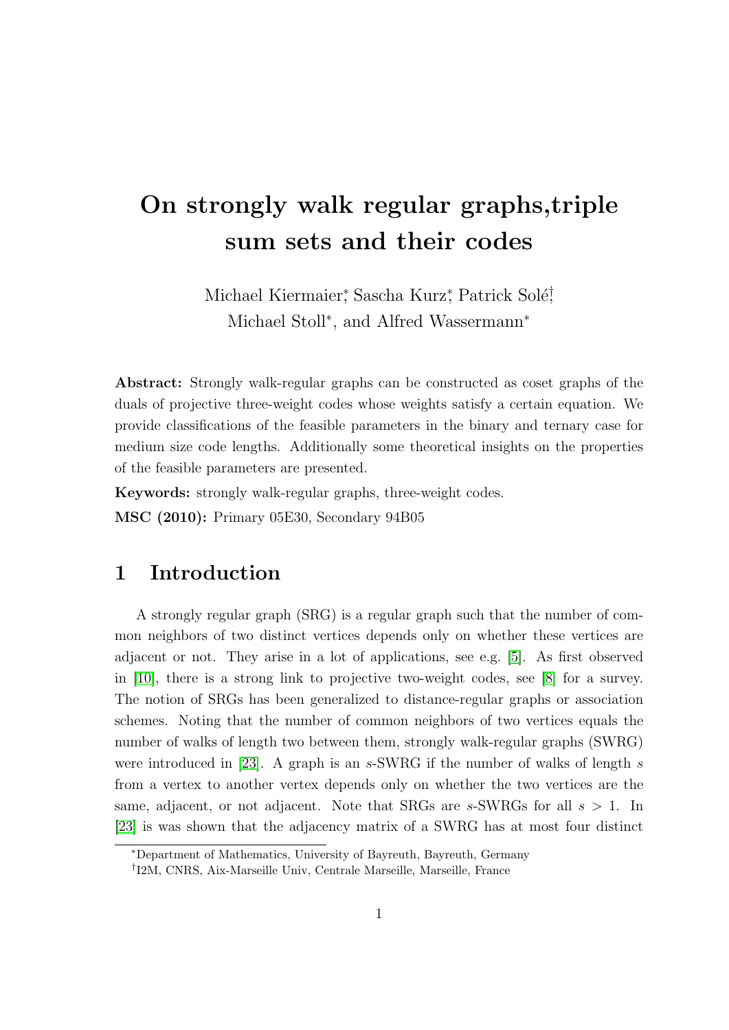# On strongly walk regular graphs,triple sum sets and their codes

Michael Kiermaier[*], Sascha Kurz[*], Patrick Solé[†], Michael Stoll[*], and Alfred Wassermann[*]

**Abstract:** Strongly walk-regular graphs can be constructed as coset graphs of the duals of projective three-weight codes whose weights satisfy a certain equation. We provide classifications of the feasible parameters in the binary and ternary case for medium size code lengths. Additionally some theoretical insights on the properties of the feasible parameters are presented.

**Keywords:** strongly walk-regular graphs, three-weight codes.

**MSC (2010):** Primary 05E30, Secondary 94B05

## 1 Introduction

A strongly regular graph (SRG) is a regular graph such that the number of common neighbors of two distinct vertices depends only on whether these vertices are adjacent or not. They arise in a lot of applications, see e.g. [5]. As first observed in [10], there is a strong link to projective two-weight codes, see [8] for a survey. The notion of SRGs has been generalized to distance-regular graphs or association schemes. Noting that the number of common neighbors of two vertices equals the number of walks of length two between them, strongly walk-regular graphs (SWRG) were introduced in [23]. A graph is an $s$-SWRG if the number of walks of length $s$ from a vertex to another vertex depends only on whether the two vertices are the same, adjacent, or not adjacent. Note that SRGs are $s$-SWRGs for all $s > 1$. In [23] is was shown that the adjacency matrix of a SWRG has at most four distinct

[*]Department of Mathematics, University of Bayreuth, Bayreuth, Germany

[†]I2M, CNRS, Aix-Marseille Univ, Centrale Marseille, Marseille, France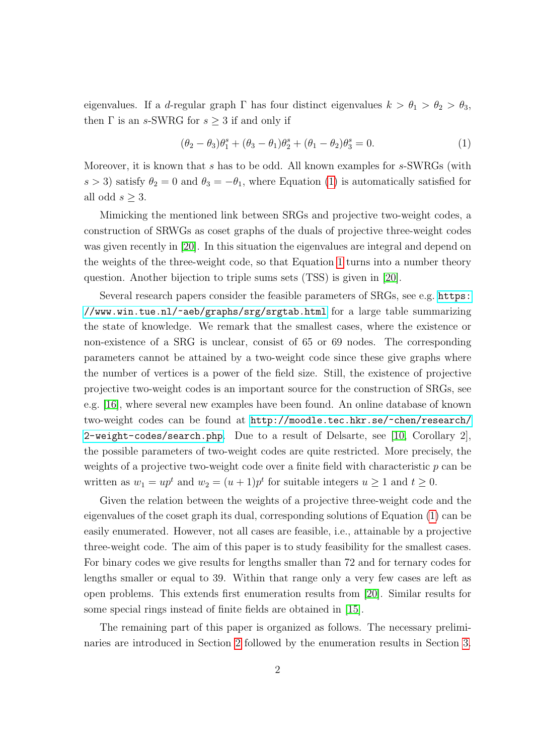eigenvalues. If a $d$-regular graph $\Gamma$ has four distinct eigenvalues $k > \theta_1 > \theta_2 > \theta_3$, then $\Gamma$ is an $s$-SWRG for $s \ge 3$ if and only if

$$(\theta_2 - \theta_3)\theta_1^s + (\theta_3 - \theta_1)\theta_2^s + (\theta_1 - \theta_2)\theta_3^s = 0. \tag{1}$$

Moreover, it is known that $s$ has to be odd. All known examples for $s$-SWRGs (with $s > 3$) satisfy $\theta_2 = 0$ and $\theta_3 = -\theta_1$, where Equation (1) is automatically satisfied for all odd $s \ge 3$.

Mimicking the mentioned link between SRGs and projective two-weight codes, a construction of SRWGs as coset graphs of the duals of projective three-weight codes was given recently in [20]. In this situation the eigenvalues are integral and depend on the weights of the three-weight code, so that Equation 1 turns into a number theory question. Another bijection to triple sums sets (TSS) is given in [20].

Several research papers consider the feasible parameters of SRGs, see e.g. https://www.win.tue.nl/~aeb/graphs/srg/srgtab.html for a large table summarizing the state of knowledge. We remark that the smallest cases, where the existence or non-existence of a SRG is unclear, consist of 65 or 69 nodes. The corresponding parameters cannot be attained by a two-weight code since these give graphs where the number of vertices is a power of the field size. Still, the existence of projective projective two-weight codes is an important source for the construction of SRGs, see e.g. [16], where several new examples have been found. An online database of known two-weight codes can be found at http://moodle.tec.hkr.se/~chen/research/2-weight-codes/search.php. Due to a result of Delsarte, see [10, Corollary 2], the possible parameters of two-weight codes are quite restricted. More precisely, the weights of a projective two-weight code over a finite field with characteristic $p$ can be written as $w_1 = up^t$ and $w_2 = (u + 1)p^t$ for suitable integers $u \ge 1$ and $t \ge 0$.

Given the relation between the weights of a projective three-weight code and the eigenvalues of the coset graph its dual, corresponding solutions of Equation (1) can be easily enumerated. However, not all cases are feasible, i.e., attainable by a projective three-weight code. The aim of this paper is to study feasibility for the smallest cases. For binary codes we give results for lengths smaller than 72 and for ternary codes for lengths smaller or equal to 39. Within that range only a very few cases are left as open problems. This extends first enumeration results from [20]. Similar results for some special rings instead of finite fields are obtained in [15].

The remaining part of this paper is organized as follows. The necessary preliminaries are introduced in Section 2 followed by the enumeration results in Section 3.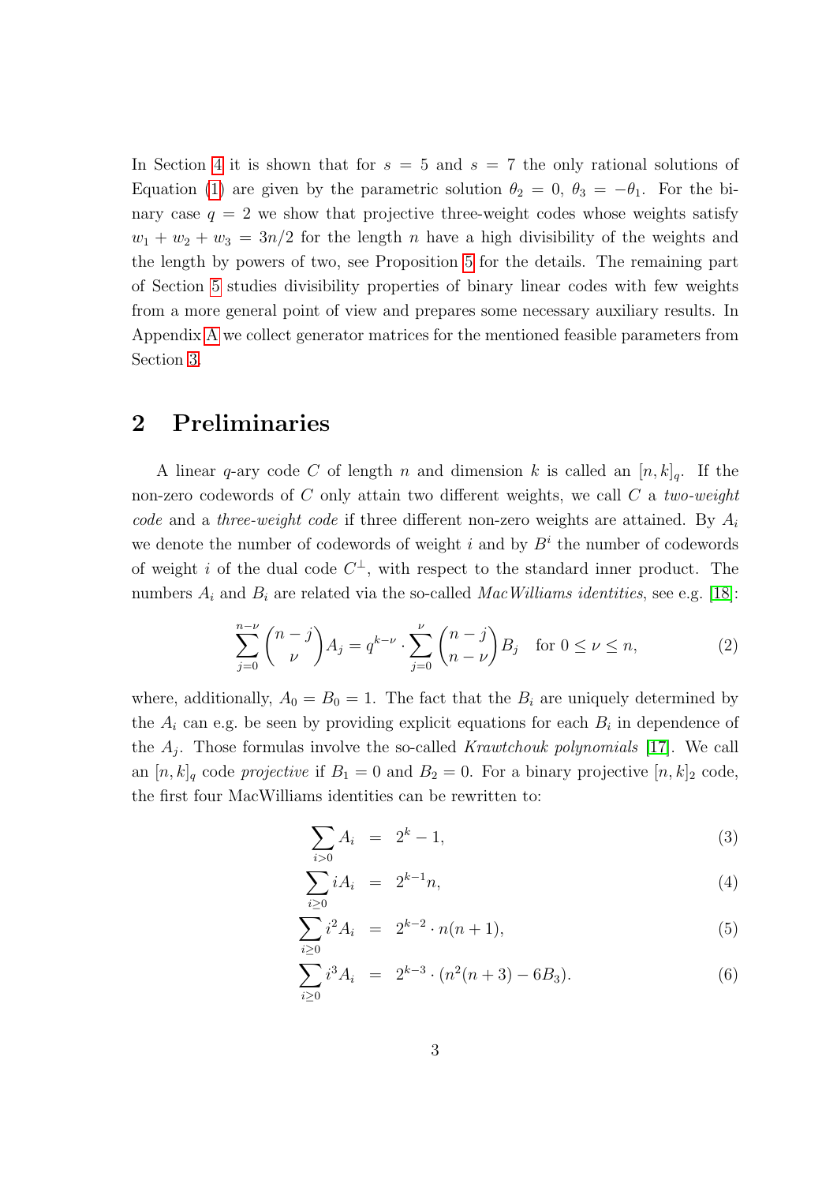In Section 4 it is shown that for $s = 5$ and $s = 7$ the only rational solutions of Equation (1) are given by the parametric solution $\theta_2 = 0$, $\theta_3 = -\theta_1$. For the binary case $q = 2$ we show that projective three-weight codes whose weights satisfy $w_1 + w_2 + w_3 = 3n/2$ for the length $n$ have a high divisibility of the weights and the length by powers of two, see Proposition 5 for the details. The remaining part of Section 5 studies divisibility properties of binary linear codes with few weights from a more general point of view and prepares some necessary auxiliary results. In Appendix A we collect generator matrices for the mentioned feasible parameters from Section 3.

## 2 Preliminaries

A linear $q$-ary code $C$ of length $n$ and dimension $k$ is called an $[n,k]_q$. If the non-zero codewords of $C$ only attain two different weights, we call $C$ a *two-weight code* and a *three-weight code* if three different non-zero weights are attained. By $A_i$ we denote the number of codewords of weight $i$ and by $B^i$ the number of codewords of weight $i$ of the dual code $C^\perp$, with respect to the standard inner product. The numbers $A_i$ and $B_i$ are related via the so-called *MacWilliams identities*, see e.g. [18]:

$$\sum_{j=0}^{n-\nu} \binom{n-j}{\nu} A_j = q^{k-\nu} \cdot \sum_{j=0}^{\nu} \binom{n-j}{n-\nu} B_j \quad \text{for } 0 \le \nu \le n, \tag{2}$$

where, additionally, $A_0 = B_0 = 1$. The fact that the $B_i$ are uniquely determined by the $A_i$ can e.g. be seen by providing explicit equations for each $B_i$ in dependence of the $A_j$. Those formulas involve the so-called *Krawtchouk polynomials* [17]. We call an $[n,k]_q$ code *projective* if $B_1 = 0$ and $B_2 = 0$. For a binary projective $[n,k]_2$ code, the first four MacWilliams identities can be rewritten to:

$$\sum_{i>0} A_i = 2^k - 1, \tag{3}$$

$$\sum_{i\ge 0} iA_i = 2^{k-1}n, \tag{4}$$

$$\sum_{i\ge 0} i^2 A_i = 2^{k-2} \cdot n(n+1), \tag{5}$$

$$\sum_{i\ge 0} i^3 A_i = 2^{k-3} \cdot (n^2(n+3) - 6B_3). \tag{6}$$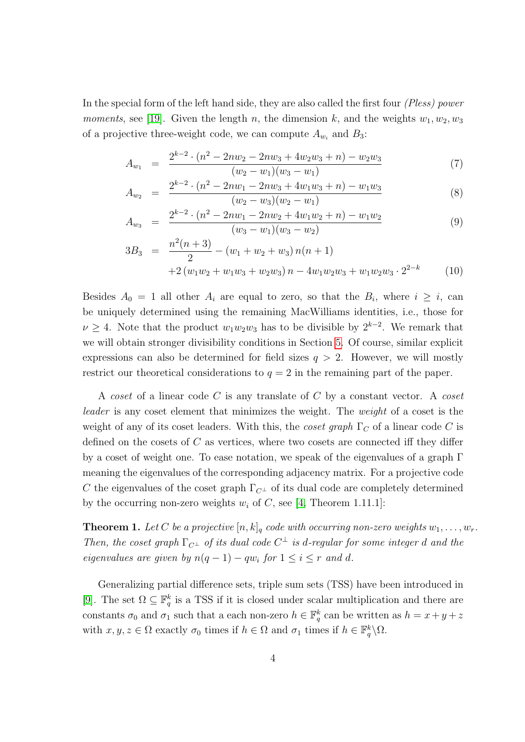In the special form of the left hand side, they are also called the first four *(Pless) power moments*, see [19]. Given the length $n$, the dimension $k$, and the weights $w_1, w_2, w_3$ of a projective three-weight code, we can compute $A_{w_i}$ and $B_3$:

$$A_{w_1} = \frac{2^{k-2} \cdot (n^2 - 2nw_2 - 2nw_3 + 4w_2w_3 + n) - w_2w_3}{(w_2 - w_1)(w_3 - w_1)} \tag{7}$$

$$A_{w_2} = \frac{2^{k-2} \cdot (n^2 - 2nw_1 - 2nw_3 + 4w_1w_3 + n) - w_1w_3}{(w_2 - w_3)(w_2 - w_1)} \tag{8}$$

$$A_{w_3} = \frac{2^{k-2} \cdot (n^2 - 2nw_1 - 2nw_2 + 4w_1w_2 + n) - w_1w_2}{(w_3 - w_1)(w_3 - w_2)} \tag{9}$$

$$3B_3 = \frac{n^2(n+3)}{2} - (w_1 + w_2 + w_3)\, n(n+1) + 2\,(w_1w_2 + w_1w_3 + w_2w_3)\, n - 4w_1w_2w_3 + w_1w_2w_3 \cdot 2^{2-k} \tag{10}$$

Besides $A_0 = 1$ all other $A_i$ are equal to zero, so that the $B_i$, where $i \geq i$, can be uniquely determined using the remaining MacWilliams identities, i.e., those for $\nu \geq 4$. Note that the product $w_1w_2w_3$ has to be divisible by $2^{k-2}$. We remark that we will obtain stronger divisibility conditions in Section 5. Of course, similar explicit expressions can also be determined for field sizes $q > 2$. However, we will mostly restrict our theoretical considerations to $q = 2$ in the remaining part of the paper.

A *coset* of a linear code $C$ is any translate of $C$ by a constant vector. A *coset leader* is any coset element that minimizes the weight. The *weight* of a coset is the weight of any of its coset leaders. With this, the *coset graph* $\Gamma_C$ of a linear code $C$ is defined on the cosets of $C$ as vertices, where two cosets are connected iff they differ by a coset of weight one. To ease notation, we speak of the eigenvalues of a graph $\Gamma$ meaning the eigenvalues of the corresponding adjacency matrix. For a projective code $C$ the eigenvalues of the coset graph $\Gamma_{C^\perp}$ of its dual code are completely determined by the occurring non-zero weights $w_i$ of $C$, see [4, Theorem 1.11.1]:

**Theorem 1.** *Let $C$ be a projective $[n, k]_q$ code with occurring non-zero weights $w_1, \ldots, w_r$. Then, the coset graph $\Gamma_{C^\perp}$ of its dual code $C^\perp$ is $d$-regular for some integer $d$ and the eigenvalues are given by $n(q-1) - qw_i$ for $1 \leq i \leq r$ and $d$.*

Generalizing partial difference sets, triple sum sets (TSS) have been introduced in [9]. The set $\Omega \subseteq \mathbb{F}_q^k$ is a TSS if it is closed under scalar multiplication and there are constants $\sigma_0$ and $\sigma_1$ such that a each non-zero $h \in \mathbb{F}_q^k$ can be written as $h = x + y + z$ with $x, y, z \in \Omega$ exactly $\sigma_0$ times if $h \in \Omega$ and $\sigma_1$ times if $h \in \mathbb{F}_q^k \backslash \Omega$.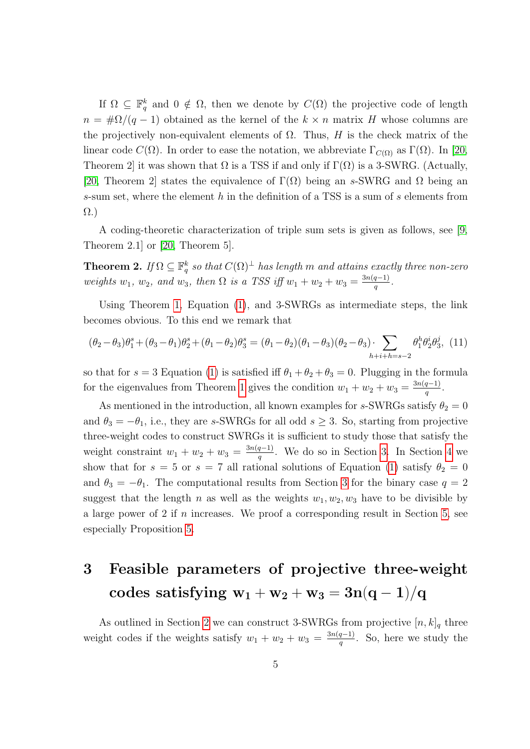If $\Omega \subseteq \mathbb{F}_q^k$ and $0 \notin \Omega$, then we denote by $C(\Omega)$ the projective code of length $n = \#\Omega/(q-1)$ obtained as the kernel of the $k \times n$ matrix $H$ whose columns are the projectively non-equivalent elements of $\Omega$. Thus, $H$ is the check matrix of the linear code $C(\Omega)$. In order to ease the notation, we abbreviate $\Gamma_{C(\Omega)}$ as $\Gamma(\Omega)$. In [20, Theorem 2] it was shown that $\Omega$ is a TSS if and only if $\Gamma(\Omega)$ is a 3-SWRG. (Actually, [20, Theorem 2] states the equivalence of $\Gamma(\Omega)$ being an $s$-SWRG and $\Omega$ being an $s$-sum set, where the element $h$ in the definition of a TSS is a sum of $s$ elements from $\Omega$.)

A coding-theoretic characterization of triple sum sets is given as follows, see [9, Theorem 2.1] or [20, Theorem 5].

**Theorem 2.** *If $\Omega \subseteq \mathbb{F}_q^k$ so that $C(\Omega)^\perp$ has length $m$ and attains exactly three non-zero weights $w_1$, $w_2$, and $w_3$, then $\Omega$ is a TSS iff $w_1 + w_2 + w_3 = \frac{3n(q-1)}{q}$.*

Using Theorem 1, Equation (1), and 3-SWRGs as intermediate steps, the link becomes obvious. To this end we remark that

$$(\theta_2-\theta_3)\theta_1^s+(\theta_3-\theta_1)\theta_2^s+(\theta_1-\theta_2)\theta_3^s = (\theta_1-\theta_2)(\theta_1-\theta_3)(\theta_2-\theta_3)\cdot\sum_{h+i+h=s-2}\theta_1^h\theta_2^i\theta_3^j, \quad (11)$$

so that for $s = 3$ Equation (1) is satisfied iff $\theta_1 + \theta_2 + \theta_3 = 0$. Plugging in the formula for the eigenvalues from Theorem 1 gives the condition $w_1 + w_2 + w_3 = \frac{3n(q-1)}{q}$.

As mentioned in the introduction, all known examples for $s$-SWRGs satisfy $\theta_2 = 0$ and $\theta_3 = -\theta_1$, i.e., they are $s$-SWRGs for all odd $s \geq 3$. So, starting from projective three-weight codes to construct SWRGs it is sufficient to study those that satisfy the weight constraint $w_1 + w_2 + w_3 = \frac{3n(q-1)}{q}$. We do so in Section 3. In Section 4 we show that for $s = 5$ or $s = 7$ all rational solutions of Equation (1) satisfy $\theta_2 = 0$ and $\theta_3 = -\theta_1$. The computational results from Section 3 for the binary case $q = 2$ suggest that the length $n$ as well as the weights $w_1, w_2, w_3$ have to be divisible by a large power of 2 if $n$ increases. We proof a corresponding result in Section 5, see especially Proposition 5.

# 3 Feasible parameters of projective three-weight codes satisfying $\mathbf{w_1 + w_2 + w_3 = 3n(q-1)/q}$

As outlined in Section 2 we can construct 3-SWRGs from projective $[n, k]_q$ three weight codes if the weights satisfy $w_1 + w_2 + w_3 = \frac{3n(q-1)}{q}$. So, here we study the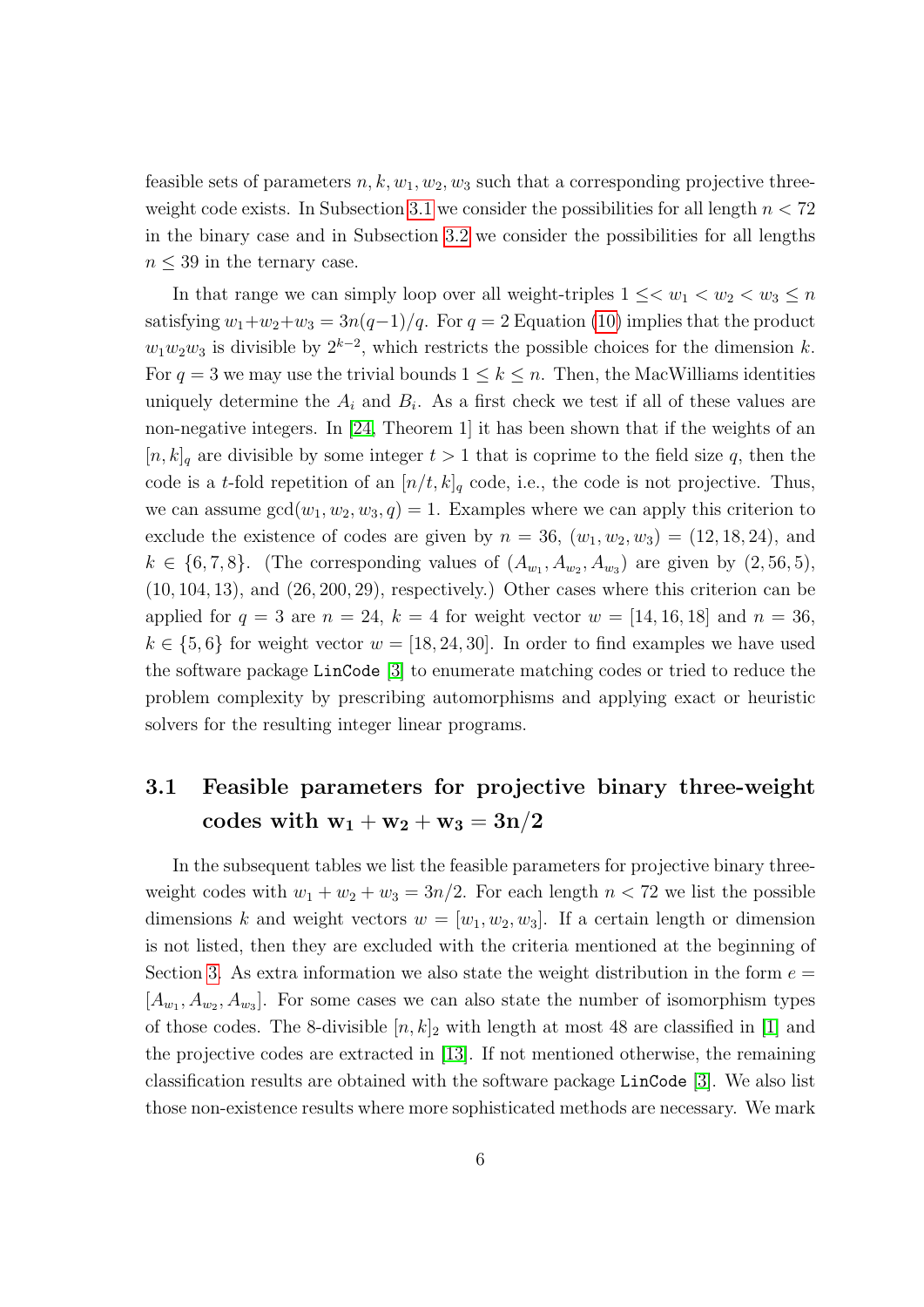feasible sets of parameters $n, k, w_1, w_2, w_3$ such that a corresponding projective three-weight code exists. In Subsection 3.1 we consider the possibilities for all length $n < 72$ in the binary case and in Subsection 3.2 we consider the possibilities for all lengths $n \le 39$ in the ternary case.

In that range we can simply loop over all weight-triples $1 \le< w_1 < w_2 < w_3 \le n$ satisfying $w_1+w_2+w_3 = 3n(q-1)/q$. For $q = 2$ Equation (10) implies that the product $w_1w_2w_3$ is divisible by $2^{k-2}$, which restricts the possible choices for the dimension $k$. For $q = 3$ we may use the trivial bounds $1 \le k \le n$. Then, the MacWilliams identities uniquely determine the $A_i$ and $B_i$. As a first check we test if all of these values are non-negative integers. In [24, Theorem 1] it has been shown that if the weights of an $[n, k]_q$ are divisible by some integer $t > 1$ that is coprime to the field size $q$, then the code is a $t$-fold repetition of an $[n/t, k]_q$ code, i.e., the code is not projective. Thus, we can assume $\gcd(w_1, w_2, w_3, q) = 1$. Examples where we can apply this criterion to exclude the existence of codes are given by $n = 36$, $(w_1, w_2, w_3) = (12, 18, 24)$, and $k \in \{6, 7, 8\}$. (The corresponding values of $(A_{w_1}, A_{w_2}, A_{w_3})$ are given by $(2, 56, 5)$, $(10, 104, 13)$, and $(26, 200, 29)$, respectively.) Other cases where this criterion can be applied for $q = 3$ are $n = 24$, $k = 4$ for weight vector $w = [14, 16, 18]$ and $n = 36$, $k \in \{5, 6\}$ for weight vector $w = [18, 24, 30]$. In order to find examples we have used the software package `LinCode` [3] to enumerate matching codes or tried to reduce the problem complexity by prescribing automorphisms and applying exact or heuristic solvers for the resulting integer linear programs.

### 3.1 Feasible parameters for projective binary three-weight codes with $\mathbf{w_1 + w_2 + w_3 = 3n/2}$

In the subsequent tables we list the feasible parameters for projective binary three-weight codes with $w_1 + w_2 + w_3 = 3n/2$. For each length $n < 72$ we list the possible dimensions $k$ and weight vectors $w = [w_1, w_2, w_3]$. If a certain length or dimension is not listed, then they are excluded with the criteria mentioned at the beginning of Section 3. As extra information we also state the weight distribution in the form $e = [A_{w_1}, A_{w_2}, A_{w_3}]$. For some cases we can also state the number of isomorphism types of those codes. The 8-divisible $[n, k]_2$ with length at most 48 are classified in [1] and the projective codes are extracted in [13]. If not mentioned otherwise, the remaining classification results are obtained with the software package `LinCode` [3]. We also list those non-existence results where more sophisticated methods are necessary. We mark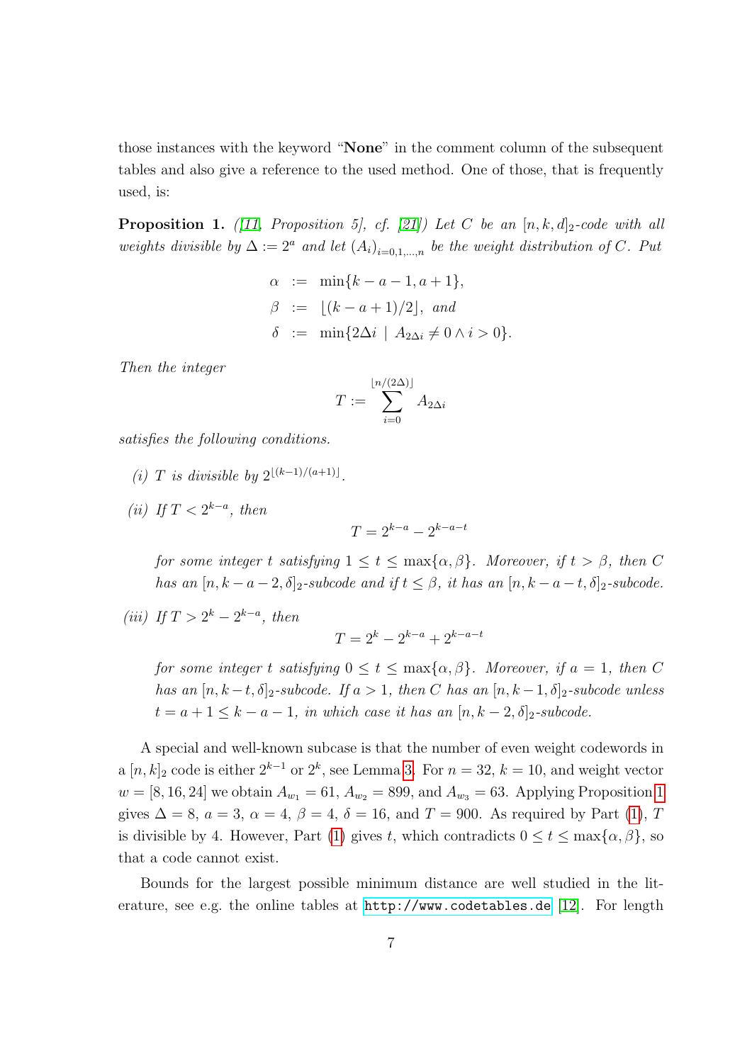those instances with the keyword "**None**" in the comment column of the subsequent tables and also give a reference to the used method. One of those, that is frequently used, is:

**Proposition 1.** *([11, Proposition 5], cf. [21]) Let $C$ be an $[n,k,d]_2$-code with all weights divisible by $\Delta := 2^a$ and let $(A_i)_{i=0,1,\dots,n}$ be the weight distribution of $C$. Put*

$$\begin{aligned}
\alpha &:= \min\{k-a-1, a+1\}, \\
\beta &:= \lfloor (k-a+1)/2 \rfloor, \text{ and} \\
\delta &:= \min\{2\Delta i \mid A_{2\Delta i} \neq 0 \wedge i > 0\}.
\end{aligned}$$

*Then the integer*

$$T := \sum_{i=0}^{\lfloor n/(2\Delta) \rfloor} A_{2\Delta i}$$

*satisfies the following conditions.*

*(i) $T$ is divisible by $2^{\lfloor (k-1)/(a+1) \rfloor}$.*

*(ii) If $T < 2^{k-a}$, then*

$$T = 2^{k-a} - 2^{k-a-t}$$

*for some integer $t$ satisfying $1 \leq t \leq \max\{\alpha, \beta\}$. Moreover, if $t > \beta$, then $C$ has an $[n, k-a-2, \delta]_2$-subcode and if $t \leq \beta$, it has an $[n, k-a-t, \delta]_2$-subcode.*

*(iii) If $T > 2^k - 2^{k-a}$, then*

$$T = 2^k - 2^{k-a} + 2^{k-a-t}$$

*for some integer $t$ satisfying $0 \leq t \leq \max\{\alpha, \beta\}$. Moreover, if $a = 1$, then $C$ has an $[n, k-t, \delta]_2$-subcode. If $a > 1$, then $C$ has an $[n, k-1, \delta]_2$-subcode unless $t = a+1 \leq k-a-1$, in which case it has an $[n, k-2, \delta]_2$-subcode.*

A special and well-known subcase is that the number of even weight codewords in a $[n,k]_2$ code is either $2^{k-1}$ or $2^k$, see Lemma 3. For $n = 32$, $k = 10$, and weight vector $w = [8, 16, 24]$ we obtain $A_{w_1} = 61$, $A_{w_2} = 899$, and $A_{w_3} = 63$. Applying Proposition 1 gives $\Delta = 8$, $a = 3$, $\alpha = 4$, $\beta = 4$, $\delta = 16$, and $T = 900$. As required by Part (1), $T$ is divisible by 4. However, Part (1) gives $t$, which contradicts $0 \leq t \leq \max\{\alpha, \beta\}$, so that a code cannot exist.

Bounds for the largest possible minimum distance are well studied in the literature, see e.g. the online tables at http://www.codetables.de [12]. For length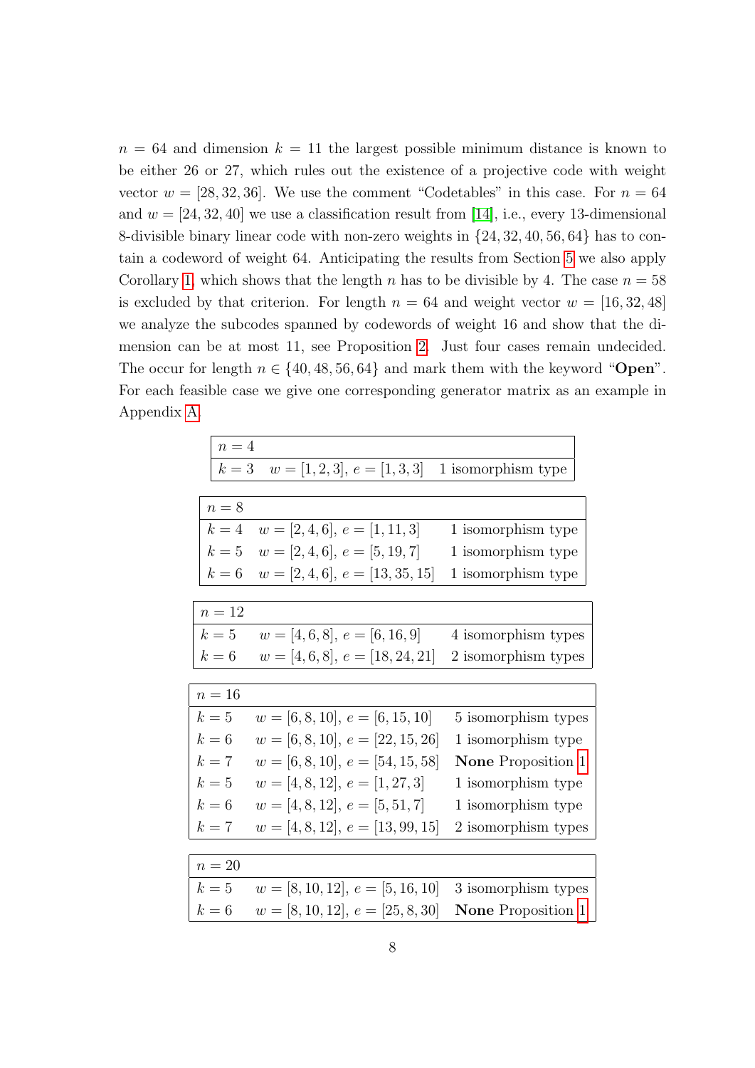$n = 64$ and dimension $k = 11$ the largest possible minimum distance is known to be either 26 or 27, which rules out the existence of a projective code with weight vector $w = [28, 32, 36]$. We use the comment "Codetables" in this case. For $n = 64$ and $w = [24, 32, 40]$ we use a classification result from [14], i.e., every 13-dimensional 8-divisible binary linear code with non-zero weights in $\{24, 32, 40, 56, 64\}$ has to contain a codeword of weight 64. Anticipating the results from Section 5 we also apply Corollary 1, which shows that the length $n$ has to be divisible by 4. The case $n = 58$ is excluded by that criterion. For length $n = 64$ and weight vector $w = [16, 32, 48]$ we analyze the subcodes spanned by codewords of weight 16 and show that the dimension can be at most 11, see Proposition 2. Just four cases remain undecided. The occur for length $n \in \{40, 48, 56, 64\}$ and mark them with the keyword "**Open**". For each feasible case we give one corresponding generator matrix as an example in Appendix A.

| $n = 4$ | | |
|---|---|---|
| $k = 3$ | $w = [1, 2, 3]$, $e = [1, 3, 3]$ | 1 isomorphism type |

| $n = 8$ | | |
|---|---|---|
| $k = 4$ | $w = [2, 4, 6]$, $e = [1, 11, 3]$ | 1 isomorphism type |
| $k = 5$ | $w = [2, 4, 6]$, $e = [5, 19, 7]$ | 1 isomorphism type |
| $k = 6$ | $w = [2, 4, 6]$, $e = [13, 35, 15]$ | 1 isomorphism type |

| $n = 12$ | | |
|---|---|---|
| $k = 5$ | $w = [4, 6, 8]$, $e = [6, 16, 9]$ | 4 isomorphism types |
| $k = 6$ | $w = [4, 6, 8]$, $e = [18, 24, 21]$ | 2 isomorphism types |

| $n = 16$ | | |
|---|---|---|
| $k = 5$ | $w = [6, 8, 10]$, $e = [6, 15, 10]$ | 5 isomorphism types |
| $k = 6$ | $w = [6, 8, 10]$, $e = [22, 15, 26]$ | 1 isomorphism type |
| $k = 7$ | $w = [6, 8, 10]$, $e = [54, 15, 58]$ | **None** Proposition 1 |
| $k = 5$ | $w = [4, 8, 12]$, $e = [1, 27, 3]$ | 1 isomorphism type |
| $k = 6$ | $w = [4, 8, 12]$, $e = [5, 51, 7]$ | 1 isomorphism type |
| $k = 7$ | $w = [4, 8, 12]$, $e = [13, 99, 15]$ | 2 isomorphism types |

| $n = 20$ | | |
|---|---|---|
| $k = 5$ | $w = [8, 10, 12]$, $e = [5, 16, 10]$ | 3 isomorphism types |
| $k = 6$ | $w = [8, 10, 12]$, $e = [25, 8, 30]$ | **None** Proposition 1 |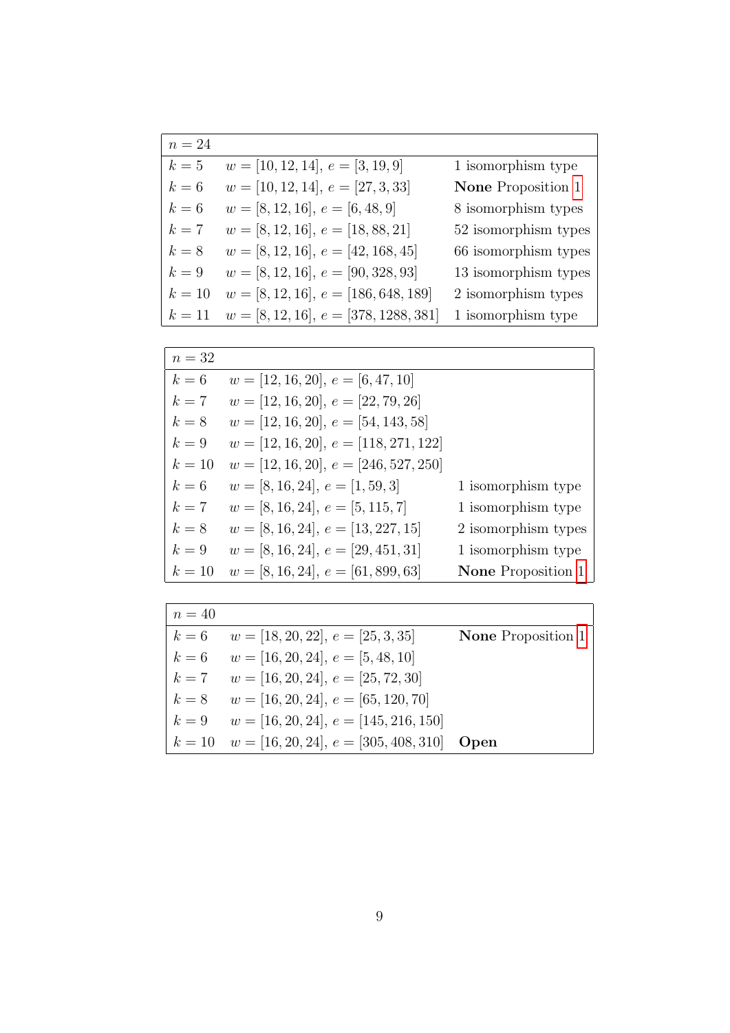| $n = 24$ | | |
|---|---|---|
| $k = 5$ | $w = [10, 12, 14]$, $e = [3, 19, 9]$ | 1 isomorphism type |
| $k = 6$ | $w = [10, 12, 14]$, $e = [27, 3, 33]$ | **None** Proposition 1 |
| $k = 6$ | $w = [8, 12, 16]$, $e = [6, 48, 9]$ | 8 isomorphism types |
| $k = 7$ | $w = [8, 12, 16]$, $e = [18, 88, 21]$ | 52 isomorphism types |
| $k = 8$ | $w = [8, 12, 16]$, $e = [42, 168, 45]$ | 66 isomorphism types |
| $k = 9$ | $w = [8, 12, 16]$, $e = [90, 328, 93]$ | 13 isomorphism types |
| $k = 10$ | $w = [8, 12, 16]$, $e = [186, 648, 189]$ | 2 isomorphism types |
| $k = 11$ | $w = [8, 12, 16]$, $e = [378, 1288, 381]$ | 1 isomorphism type |

| $n = 32$ | | |
|---|---|---|
| $k = 6$ | $w = [12, 16, 20]$, $e = [6, 47, 10]$ | |
| $k = 7$ | $w = [12, 16, 20]$, $e = [22, 79, 26]$ | |
| $k = 8$ | $w = [12, 16, 20]$, $e = [54, 143, 58]$ | |
| $k = 9$ | $w = [12, 16, 20]$, $e = [118, 271, 122]$ | |
| $k = 10$ | $w = [12, 16, 20]$, $e = [246, 527, 250]$ | |
| $k = 6$ | $w = [8, 16, 24]$, $e = [1, 59, 3]$ | 1 isomorphism type |
| $k = 7$ | $w = [8, 16, 24]$, $e = [5, 115, 7]$ | 1 isomorphism type |
| $k = 8$ | $w = [8, 16, 24]$, $e = [13, 227, 15]$ | 2 isomorphism types |
| $k = 9$ | $w = [8, 16, 24]$, $e = [29, 451, 31]$ | 1 isomorphism type |
| $k = 10$ | $w = [8, 16, 24]$, $e = [61, 899, 63]$ | **None** Proposition 1 |

| $n = 40$ | | |
|---|---|---|
| $k = 6$ | $w = [18, 20, 22]$, $e = [25, 3, 35]$ | **None** Proposition 1 |
| $k = 6$ | $w = [16, 20, 24]$, $e = [5, 48, 10]$ | |
| $k = 7$ | $w = [16, 20, 24]$, $e = [25, 72, 30]$ | |
| $k = 8$ | $w = [16, 20, 24]$, $e = [65, 120, 70]$ | |
| $k = 9$ | $w = [16, 20, 24]$, $e = [145, 216, 150]$ | |
| $k = 10$ | $w = [16, 20, 24]$, $e = [305, 408, 310]$ | **Open** |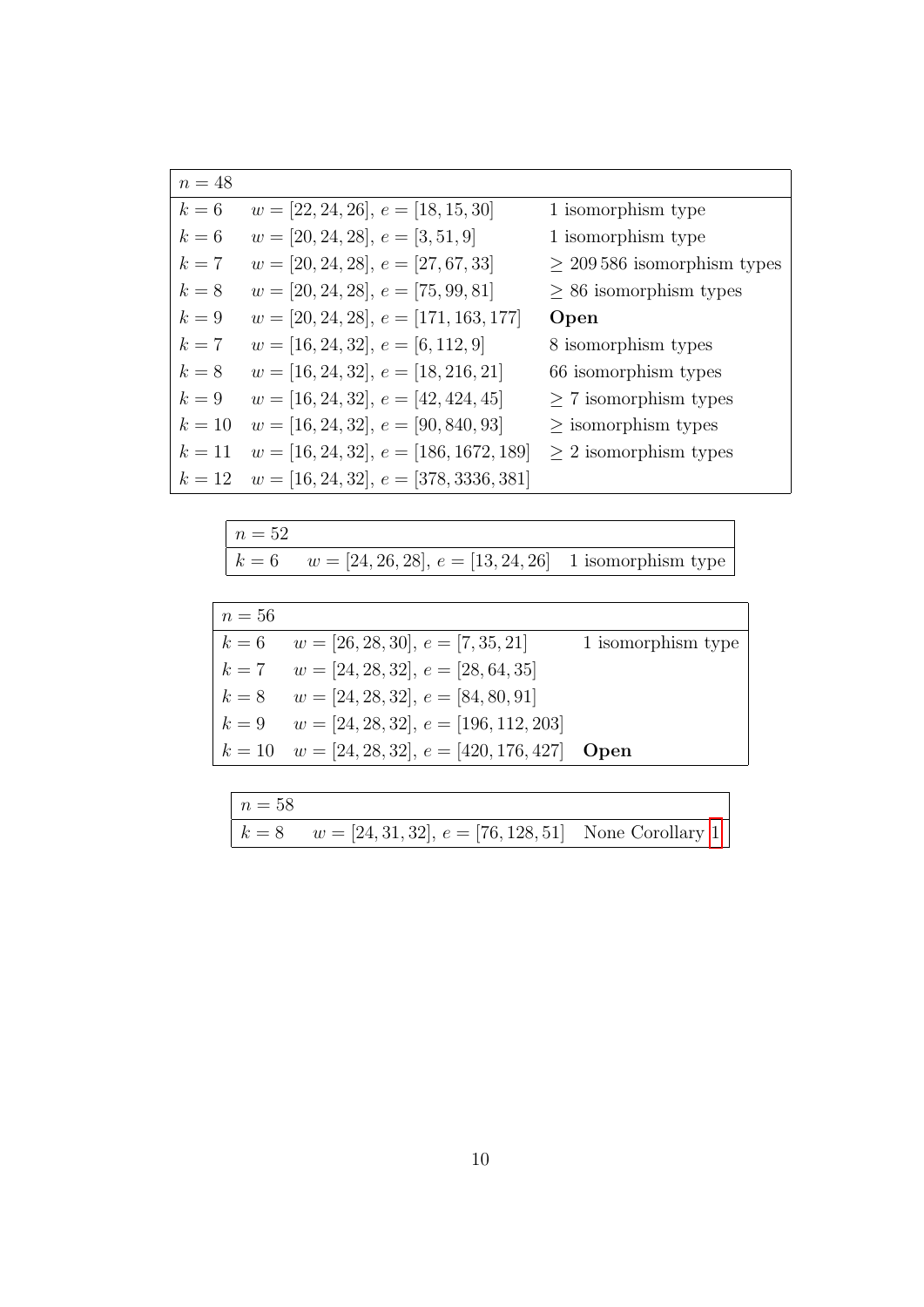| $n = 48$ | | |
|---|---|---|
| $k = 6$ | $w = [22, 24, 26]$, $e = [18, 15, 30]$ | 1 isomorphism type |
| $k = 6$ | $w = [20, 24, 28]$, $e = [3, 51, 9]$ | 1 isomorphism type |
| $k = 7$ | $w = [20, 24, 28]$, $e = [27, 67, 33]$ | $\geq 209\,586$ isomorphism types |
| $k = 8$ | $w = [20, 24, 28]$, $e = [75, 99, 81]$ | $\geq 86$ isomorphism types |
| $k = 9$ | $w = [20, 24, 28]$, $e = [171, 163, 177]$ | **Open** |
| $k = 7$ | $w = [16, 24, 32]$, $e = [6, 112, 9]$ | 8 isomorphism types |
| $k = 8$ | $w = [16, 24, 32]$, $e = [18, 216, 21]$ | 66 isomorphism types |
| $k = 9$ | $w = [16, 24, 32]$, $e = [42, 424, 45]$ | $\geq 7$ isomorphism types |
| $k = 10$ | $w = [16, 24, 32]$, $e = [90, 840, 93]$ | $\geq$ isomorphism types |
| $k = 11$ | $w = [16, 24, 32]$, $e = [186, 1672, 189]$ | $\geq 2$ isomorphism types |
| $k = 12$ | $w = [16, 24, 32]$, $e = [378, 3336, 381]$ | |

| $n = 52$ | | |
|---|---|---|
| $k = 6$ | $w = [24, 26, 28]$, $e = [13, 24, 26]$ | 1 isomorphism type |

| $n = 56$ | | |
|---|---|---|
| $k = 6$ | $w = [26, 28, 30]$, $e = [7, 35, 21]$ | 1 isomorphism type |
| $k = 7$ | $w = [24, 28, 32]$, $e = [28, 64, 35]$ | |
| $k = 8$ | $w = [24, 28, 32]$, $e = [84, 80, 91]$ | |
| $k = 9$ | $w = [24, 28, 32]$, $e = [196, 112, 203]$ | |
| $k = 10$ | $w = [24, 28, 32]$, $e = [420, 176, 427]$ | **Open** |

| $n = 58$ | | |
|---|---|---|
| $k = 8$ | $w = [24, 31, 32]$, $e = [76, 128, 51]$ | None Corollary 1 |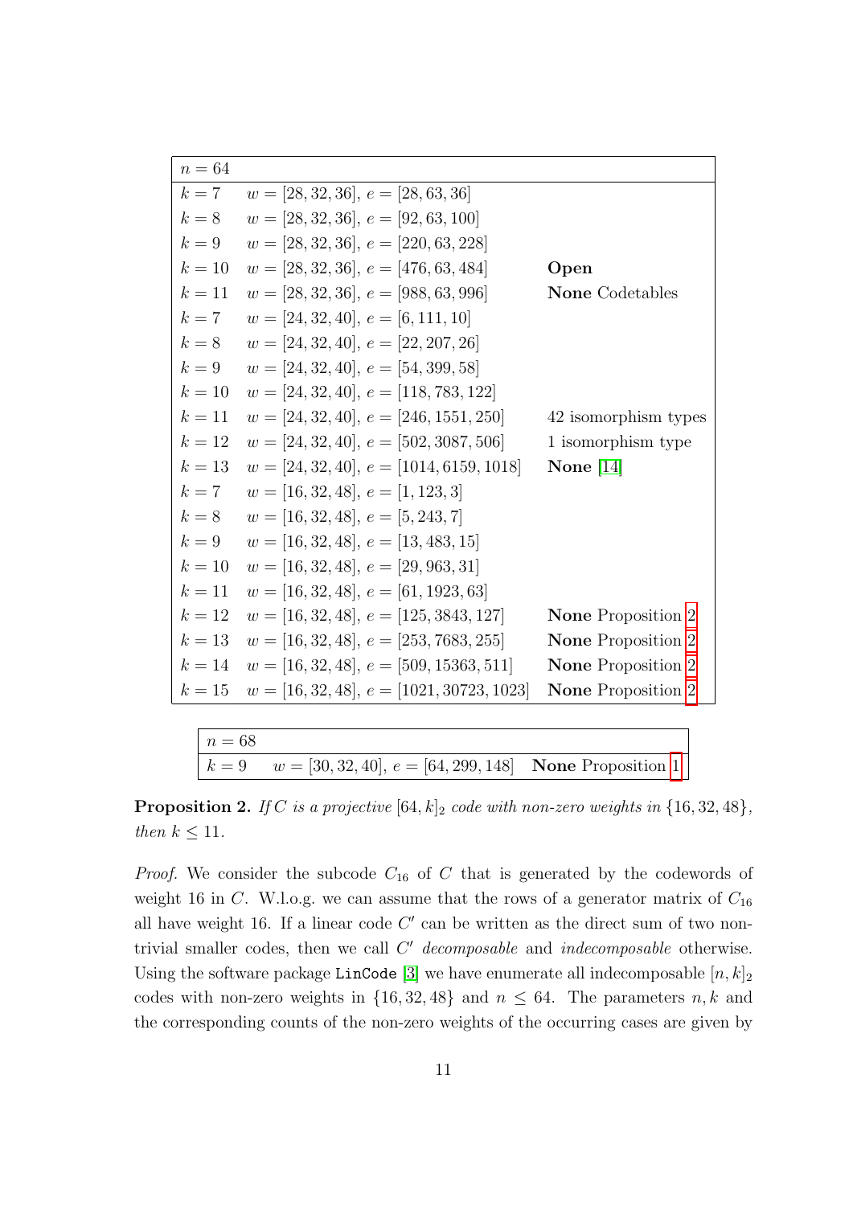| $n = 64$ | | |
|---|---|---|
| $k = 7$ | $w = [28, 32, 36]$, $e = [28, 63, 36]$ | |
| $k = 8$ | $w = [28, 32, 36]$, $e = [92, 63, 100]$ | |
| $k = 9$ | $w = [28, 32, 36]$, $e = [220, 63, 228]$ | |
| $k = 10$ | $w = [28, 32, 36]$, $e = [476, 63, 484]$ | **Open** |
| $k = 11$ | $w = [28, 32, 36]$, $e = [988, 63, 996]$ | **None** Codetables |
| $k = 7$ | $w = [24, 32, 40]$, $e = [6, 111, 10]$ | |
| $k = 8$ | $w = [24, 32, 40]$, $e = [22, 207, 26]$ | |
| $k = 9$ | $w = [24, 32, 40]$, $e = [54, 399, 58]$ | |
| $k = 10$ | $w = [24, 32, 40]$, $e = [118, 783, 122]$ | |
| $k = 11$ | $w = [24, 32, 40]$, $e = [246, 1551, 250]$ | 42 isomorphism types |
| $k = 12$ | $w = [24, 32, 40]$, $e = [502, 3087, 506]$ | 1 isomorphism type |
| $k = 13$ | $w = [24, 32, 40]$, $e = [1014, 6159, 1018]$ | **None** [14] |
| $k = 7$ | $w = [16, 32, 48]$, $e = [1, 123, 3]$ | |
| $k = 8$ | $w = [16, 32, 48]$, $e = [5, 243, 7]$ | |
| $k = 9$ | $w = [16, 32, 48]$, $e = [13, 483, 15]$ | |
| $k = 10$ | $w = [16, 32, 48]$, $e = [29, 963, 31]$ | |
| $k = 11$ | $w = [16, 32, 48]$, $e = [61, 1923, 63]$ | |
| $k = 12$ | $w = [16, 32, 48]$, $e = [125, 3843, 127]$ | **None** Proposition 2 |
| $k = 13$ | $w = [16, 32, 48]$, $e = [253, 7683, 255]$ | **None** Proposition 2 |
| $k = 14$ | $w = [16, 32, 48]$, $e = [509, 15363, 511]$ | **None** Proposition 2 |
| $k = 15$ | $w = [16, 32, 48]$, $e = [1021, 30723, 1023]$ | **None** Proposition 2 |

| $n = 68$ | | |
|---|---|---|
| $k = 9$ | $w = [30, 32, 40]$, $e = [64, 299, 148]$ | **None** Proposition 1 |

**Proposition 2.** *If $C$ is a projective $[64, k]_2$ code with non-zero weights in $\{16, 32, 48\}$, then $k \le 11$.*

*Proof.* We consider the subcode $C_{16}$ of $C$ that is generated by the codewords of weight 16 in $C$. W.l.o.g. we can assume that the rows of a generator matrix of $C_{16}$ all have weight 16. If a linear code $C'$ can be written as the direct sum of two non-trivial smaller codes, then we call $C'$ *decomposable* and *indecomposable* otherwise. Using the software package `LinCode` [3] we have enumerate all indecomposable $[n, k]_2$ codes with non-zero weights in $\{16, 32, 48\}$ and $n \le 64$. The parameters $n, k$ and the corresponding counts of the non-zero weights of the occurring cases are given by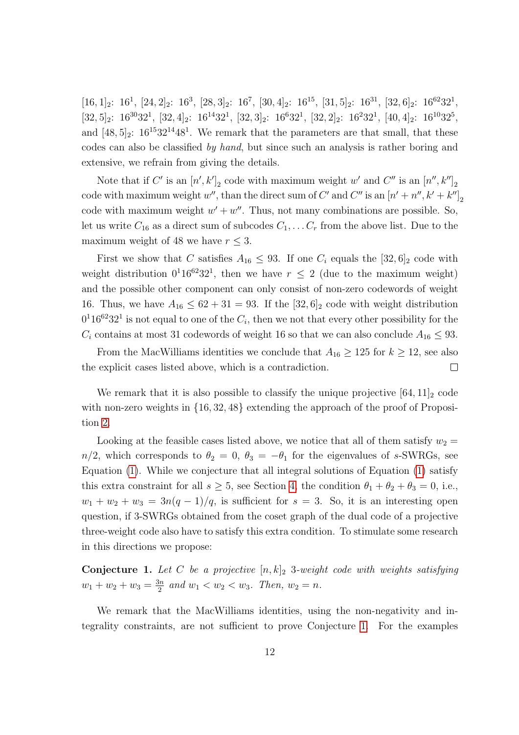$[16,1]_2$: $16^1$, $[24,2]_2$: $16^3$, $[28,3]_2$: $16^7$, $[30,4]_2$: $16^{15}$, $[31,5]_2$: $16^{31}$, $[32,6]_2$: $16^{62}32^1$, $[32,5]_2$: $16^{30}32^1$, $[32,4]_2$: $16^{14}32^1$, $[32,3]_2$: $16^6 32^1$, $[32,2]_2$: $16^2 32^1$, $[40,4]_2$: $16^{10}32^5$, and $[48,5]_2$: $16^{15}32^{14}48^1$. We remark that the parameters are that small, that these codes can also be classified *by hand*, but since such an analysis is rather boring and extensive, we refrain from giving the details.

Note that if $C'$ is an $[n',k']_2$ code with maximum weight $w'$ and $C''$ is an $[n'',k'']_2$ code with maximum weight $w''$, than the direct sum of $C'$ and $C''$ is an $[n'+n'',k'+k'']_2$ code with maximum weight $w'+w''$. Thus, not many combinations are possible. So, let us write $C_{16}$ as a direct sum of subcodes $C_1,\dots C_r$ from the above list. Due to the maximum weight of 48 we have $r \le 3$.

First we show that $C$ satisfies $A_{16} \le 93$. If one $C_i$ equals the $[32,6]_2$ code with weight distribution $0^1 16^{62} 32^1$, then we have $r \le 2$ (due to the maximum weight) and the possible other component can only consist of non-zero codewords of weight 16. Thus, we have $A_{16} \le 62+31 = 93$. If the $[32,6]_2$ code with weight distribution $0^1 16^{62} 32^1$ is not equal to one of the $C_i$, then we not that every other possibility for the $C_i$ contains at most 31 codewords of weight 16 so that we can also conclude $A_{16} \le 93$.

From the MacWilliams identities we conclude that $A_{16} \ge 125$ for $k \ge 12$, see also the explicit cases listed above, which is a contradiction. □

We remark that it is also possible to classify the unique projective $[64,11]_2$ code with non-zero weights in $\{16,32,48\}$ extending the approach of the proof of Proposition 2.

Looking at the feasible cases listed above, we notice that all of them satisfy $w_2 = n/2$, which corresponds to $\theta_2 = 0$, $\theta_3 = -\theta_1$ for the eigenvalues of $s$-SWRGs, see Equation (1). While we conjecture that all integral solutions of Equation (1) satisfy this extra constraint for all $s \ge 5$, see Section 4, the condition $\theta_1+\theta_2+\theta_3 = 0$, i.e., $w_1+w_2+w_3 = 3n(q-1)/q$, is sufficient for $s = 3$. So, it is an interesting open question, if 3-SWRGs obtained from the coset graph of the dual code of a projective three-weight code also have to satisfy this extra condition. To stimulate some research in this directions we propose:

**Conjecture 1.** *Let $C$ be a projective $[n,k]_2$ 3-weight code with weights satisfying $w_1+w_2+w_3 = \frac{3n}{2}$ and $w_1 < w_2 < w_3$. Then, $w_2 = n$.*

We remark that the MacWilliams identities, using the non-negativity and integrality constraints, are not sufficient to prove Conjecture 1. For the examples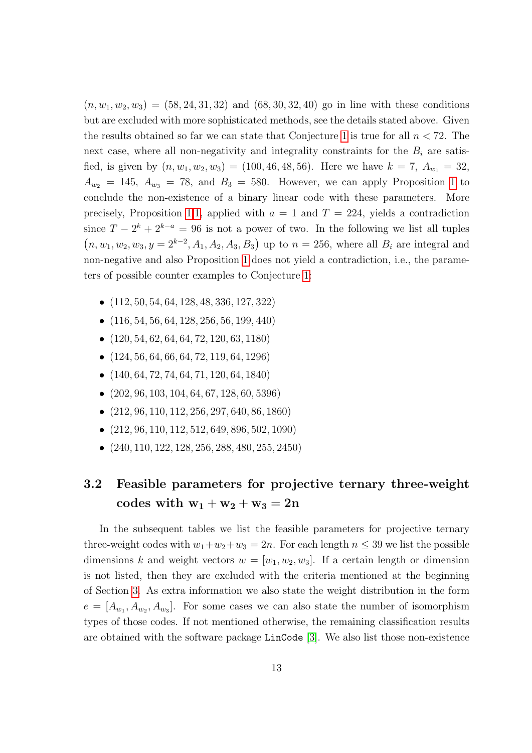$(n, w_1, w_2, w_3) = (58, 24, 31, 32)$ and $(68, 30, 32, 40)$ go in line with these conditions but are excluded with more sophisticated methods, see the details stated above. Given the results obtained so far we can state that Conjecture 1 is true for all $n < 72$. The next case, where all non-negativity and integrality constraints for the $B_i$ are satisfied, is given by $(n, w_1, w_2, w_3) = (100, 46, 48, 56)$. Here we have $k = 7$, $A_{w_1} = 32$, $A_{w_2} = 145$, $A_{w_3} = 78$, and $B_3 = 580$. However, we can apply Proposition 1 to conclude the non-existence of a binary linear code with these parameters. More precisely, Proposition 1.1, applied with $a = 1$ and $T = 224$, yields a contradiction since $T - 2^k + 2^{k-a} = 96$ is not a power of two. In the following we list all tuples $\left(n, w_1, w_2, w_3, y = 2^{k-2}, A_1, A_2, A_3, B_3\right)$ up to $n = 256$, where all $B_i$ are integral and non-negative and also Proposition 1 does not yield a contradiction, i.e., the parameters of possible counter examples to Conjecture 1:

- $(112, 50, 54, 64, 128, 48, 336, 127, 322)$
- $(116, 54, 56, 64, 128, 256, 56, 199, 440)$
- $(120, 54, 62, 64, 64, 72, 120, 63, 1180)$
- $(124, 56, 64, 66, 64, 72, 119, 64, 1296)$
- $(140, 64, 72, 74, 64, 71, 120, 64, 1840)$
- $(202, 96, 103, 104, 64, 67, 128, 60, 5396)$
- $(212, 96, 110, 112, 256, 297, 640, 86, 1860)$
- $(212, 96, 110, 112, 512, 649, 896, 502, 1090)$
- $(240, 110, 122, 128, 256, 288, 480, 255, 2450)$

### 3.2 Feasible parameters for projective ternary three-weight codes with $\mathbf{w_1 + w_2 + w_3 = 2n}$

In the subsequent tables we list the feasible parameters for projective ternary three-weight codes with $w_1+w_2+w_3 = 2n$. For each length $n \le 39$ we list the possible dimensions $k$ and weight vectors $w = [w_1, w_2, w_3]$. If a certain length or dimension is not listed, then they are excluded with the criteria mentioned at the beginning of Section 3. As extra information we also state the weight distribution in the form $e = [A_{w_1}, A_{w_2}, A_{w_3}]$. For some cases we can also state the number of isomorphism types of those codes. If not mentioned otherwise, the remaining classification results are obtained with the software package `LinCode` [3]. We also list those non-existence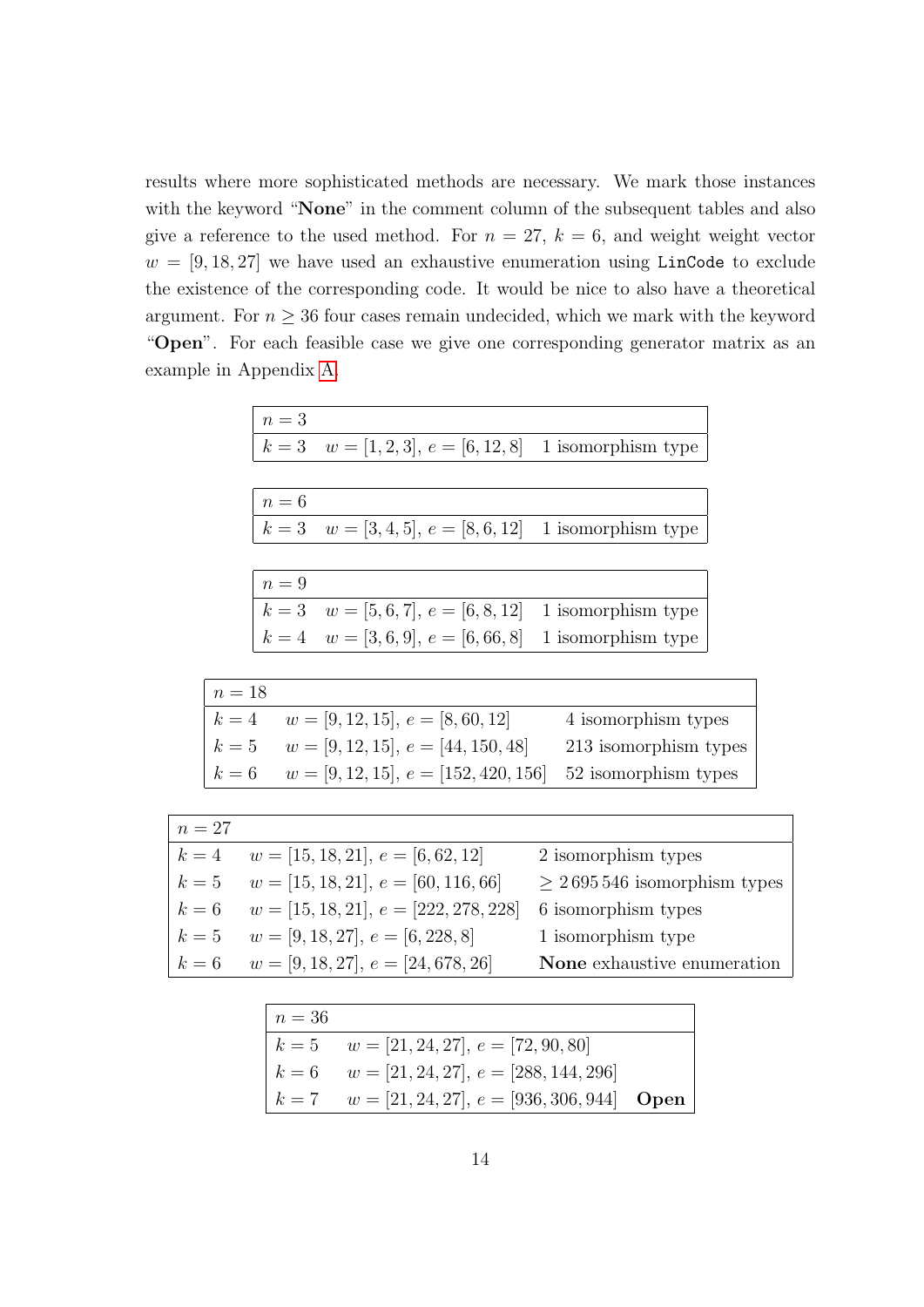results where more sophisticated methods are necessary. We mark those instances with the keyword "**None**" in the comment column of the subsequent tables and also give a reference to the used method. For $n = 27$, $k = 6$, and weight weight vector $w = [9, 18, 27]$ we have used an exhaustive enumeration using `LinCode` to exclude the existence of the corresponding code. It would be nice to also have a theoretical argument. For $n \geq 36$ four cases remain undecided, which we mark with the keyword "**Open**". For each feasible case we give one corresponding generator matrix as an example in Appendix A.

| $n = 3$ | | |
|---|---|---|
| $k = 3$ | $w = [1, 2, 3]$, $e = [6, 12, 8]$ | 1 isomorphism type |

| $n = 6$ | | |
|---|---|---|
| $k = 3$ | $w = [3, 4, 5]$, $e = [8, 6, 12]$ | 1 isomorphism type |

| $n = 9$ | | |
|---|---|---|
| $k = 3$ | $w = [5, 6, 7]$, $e = [6, 8, 12]$ | 1 isomorphism type |
| $k = 4$ | $w = [3, 6, 9]$, $e = [6, 66, 8]$ | 1 isomorphism type |

| $n = 18$ | | |
|---|---|---|
| $k = 4$ | $w = [9, 12, 15]$, $e = [8, 60, 12]$ | 4 isomorphism types |
| $k = 5$ | $w = [9, 12, 15]$, $e = [44, 150, 48]$ | 213 isomorphism types |
| $k = 6$ | $w = [9, 12, 15]$, $e = [152, 420, 156]$ | 52 isomorphism types |

| $n = 27$ | | |
|---|---|---|
| $k = 4$ | $w = [15, 18, 21]$, $e = [6, 62, 12]$ | 2 isomorphism types |
| $k = 5$ | $w = [15, 18, 21]$, $e = [60, 116, 66]$ | $\geq 2\,695\,546$ isomorphism types |
| $k = 6$ | $w = [15, 18, 21]$, $e = [222, 278, 228]$ | 6 isomorphism types |
| $k = 5$ | $w = [9, 18, 27]$, $e = [6, 228, 8]$ | 1 isomorphism type |
| $k = 6$ | $w = [9, 18, 27]$, $e = [24, 678, 26]$ | **None** exhaustive enumeration |

| $n = 36$ | | |
|---|---|---|
| $k = 5$ | $w = [21, 24, 27]$, $e = [72, 90, 80]$ | |
| $k = 6$ | $w = [21, 24, 27]$, $e = [288, 144, 296]$ | |
| $k = 7$ | $w = [21, 24, 27]$, $e = [936, 306, 944]$ | **Open** |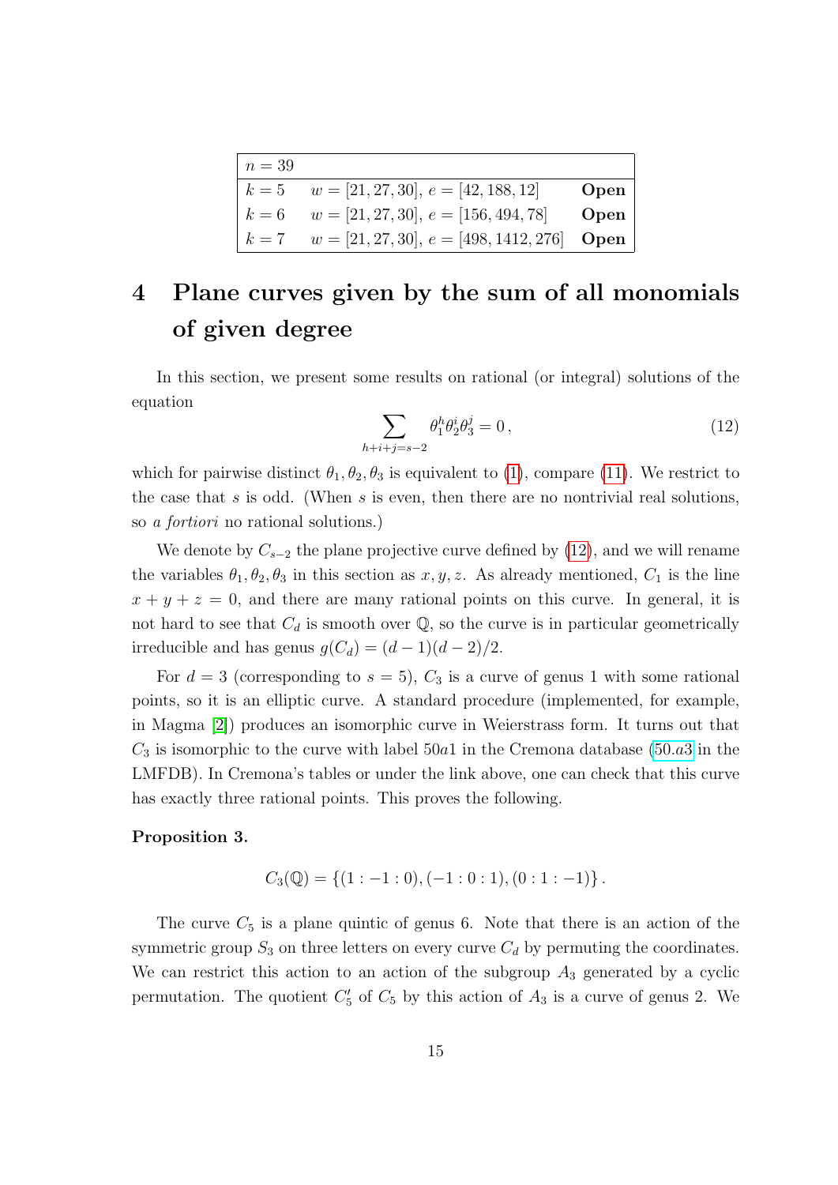| $n = 39$ | | |
|---|---|---|
| $k = 5$ | $w = [21, 27, 30]$, $e = [42, 188, 12]$ | **Open** |
| $k = 6$ | $w = [21, 27, 30]$, $e = [156, 494, 78]$ | **Open** |
| $k = 7$ | $w = [21, 27, 30]$, $e = [498, 1412, 276]$ | **Open** |

# 4 Plane curves given by the sum of all monomials of given degree

In this section, we present some results on rational (or integral) solutions of the equation

$$\sum_{h+i+j=s-2} \theta_1^h \theta_2^i \theta_3^j = 0\,, \tag{12}$$

which for pairwise distinct $\theta_1, \theta_2, \theta_3$ is equivalent to (1), compare (11). We restrict to the case that $s$ is odd. (When $s$ is even, then there are no nontrivial real solutions, so *a fortiori* no rational solutions.)

We denote by $C_{s-2}$ the plane projective curve defined by (12), and we will rename the variables $\theta_1, \theta_2, \theta_3$ in this section as $x, y, z$. As already mentioned, $C_1$ is the line $x + y + z = 0$, and there are many rational points on this curve. In general, it is not hard to see that $C_d$ is smooth over $\mathbb{Q}$, so the curve is in particular geometrically irreducible and has genus $g(C_d) = (d-1)(d-2)/2$.

For $d = 3$ (corresponding to $s = 5$), $C_3$ is a curve of genus 1 with some rational points, so it is an elliptic curve. A standard procedure (implemented, for example, in Magma [2]) produces an isomorphic curve in Weierstrass form. It turns out that $C_3$ is isomorphic to the curve with label $50a1$ in the Cremona database ($50.a3$ in the LMFDB). In Cremona's tables or under the link above, one can check that this curve has exactly three rational points. This proves the following.

**Proposition 3.**

$$C_3(\mathbb{Q}) = \{(1 : -1 : 0), (-1 : 0 : 1), (0 : 1 : -1)\}\,.$$

The curve $C_5$ is a plane quintic of genus 6. Note that there is an action of the symmetric group $S_3$ on three letters on every curve $C_d$ by permuting the coordinates. We can restrict this action to an action of the subgroup $A_3$ generated by a cyclic permutation. The quotient $C_5'$ of $C_5$ by this action of $A_3$ is a curve of genus 2. We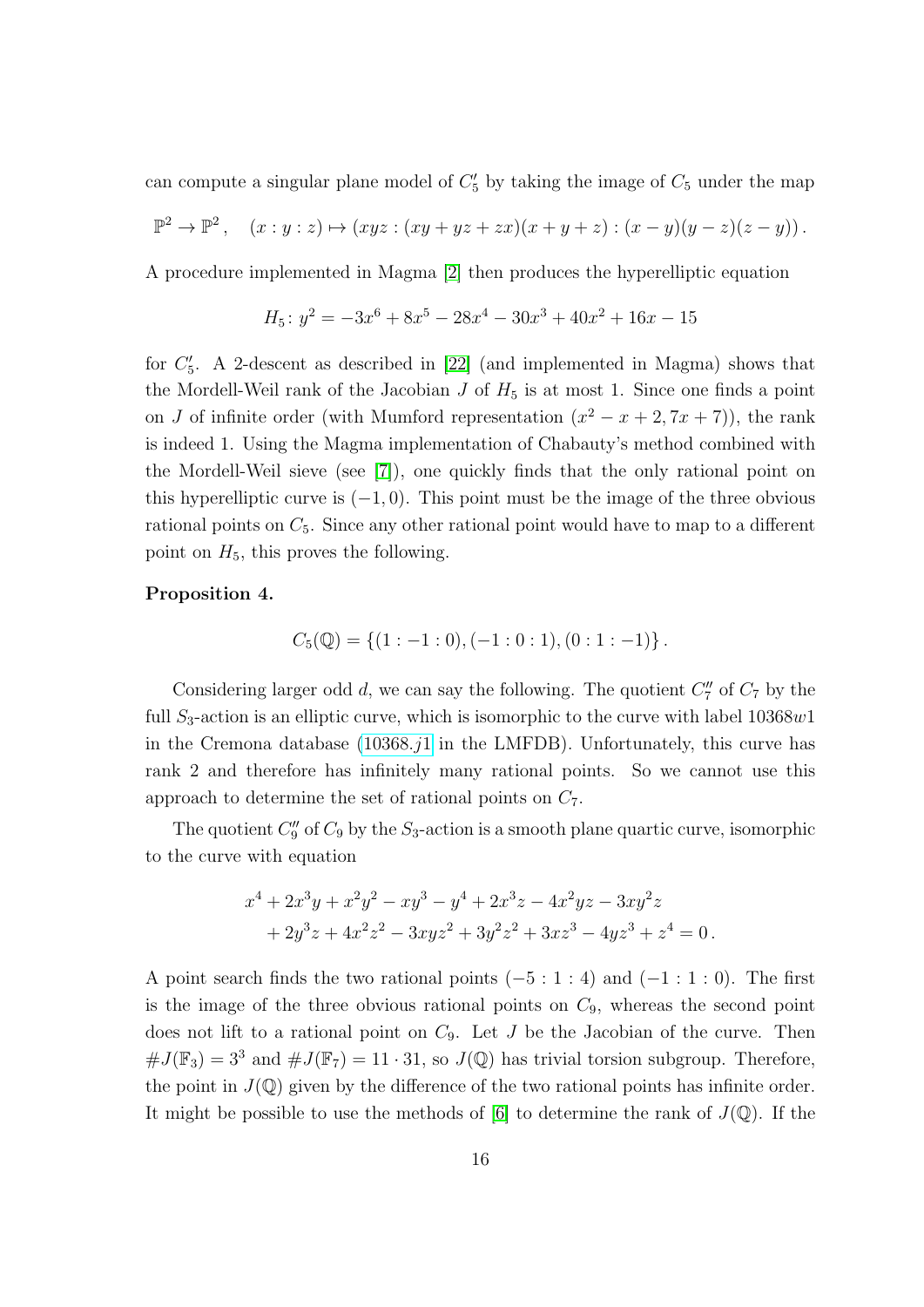can compute a singular plane model of $C_5'$ by taking the image of $C_5$ under the map

$$\mathbb{P}^2 \to \mathbb{P}^2\,, \quad (x:y:z) \mapsto (xyz : (xy+yz+zx)(x+y+z) : (x-y)(y-z)(z-y))\,.$$

A procedure implemented in Magma [2] then produces the hyperelliptic equation

$$H_5\colon y^2 = -3x^6 + 8x^5 - 28x^4 - 30x^3 + 40x^2 + 16x - 15$$

for $C_5'$. A 2-descent as described in [22] (and implemented in Magma) shows that the Mordell-Weil rank of the Jacobian $J$ of $H_5$ is at most 1. Since one finds a point on $J$ of infinite order (with Mumford representation $(x^2 - x + 2, 7x + 7)$), the rank is indeed 1. Using the Magma implementation of Chabauty's method combined with the Mordell-Weil sieve (see [7]), one quickly finds that the only rational point on this hyperelliptic curve is $(-1, 0)$. This point must be the image of the three obvious rational points on $C_5$. Since any other rational point would have to map to a different point on $H_5$, this proves the following.

**Proposition 4.**

$$C_5(\mathbb{Q}) = \{(1:-1:0), (-1:0:1), (0:1:-1)\}\,.$$

Considering larger odd $d$, we can say the following. The quotient $C_7''$ of $C_7$ by the full $S_3$-action is an elliptic curve, which is isomorphic to the curve with label 10368$w$1 in the Cremona database (10368.$j$1 in the LMFDB). Unfortunately, this curve has rank 2 and therefore has infinitely many rational points. So we cannot use this approach to determine the set of rational points on $C_7$.

The quotient $C_9''$ of $C_9$ by the $S_3$-action is a smooth plane quartic curve, isomorphic to the curve with equation

$$\begin{aligned} &x^4 + 2x^3y + x^2y^2 - xy^3 - y^4 + 2x^3z - 4x^2yz - 3xy^2z \\ &\quad + 2y^3z + 4x^2z^2 - 3xyz^2 + 3y^2z^2 + 3xz^3 - 4yz^3 + z^4 = 0\,. \end{aligned}$$

A point search finds the two rational points $(-5:1:4)$ and $(-1:1:0)$. The first is the image of the three obvious rational points on $C_9$, whereas the second point does not lift to a rational point on $C_9$. Let $J$ be the Jacobian of the curve. Then $\#J(\mathbb{F}_3) = 3^3$ and $\#J(\mathbb{F}_7) = 11 \cdot 31$, so $J(\mathbb{Q})$ has trivial torsion subgroup. Therefore, the point in $J(\mathbb{Q})$ given by the difference of the two rational points has infinite order. It might be possible to use the methods of [6] to determine the rank of $J(\mathbb{Q})$. If the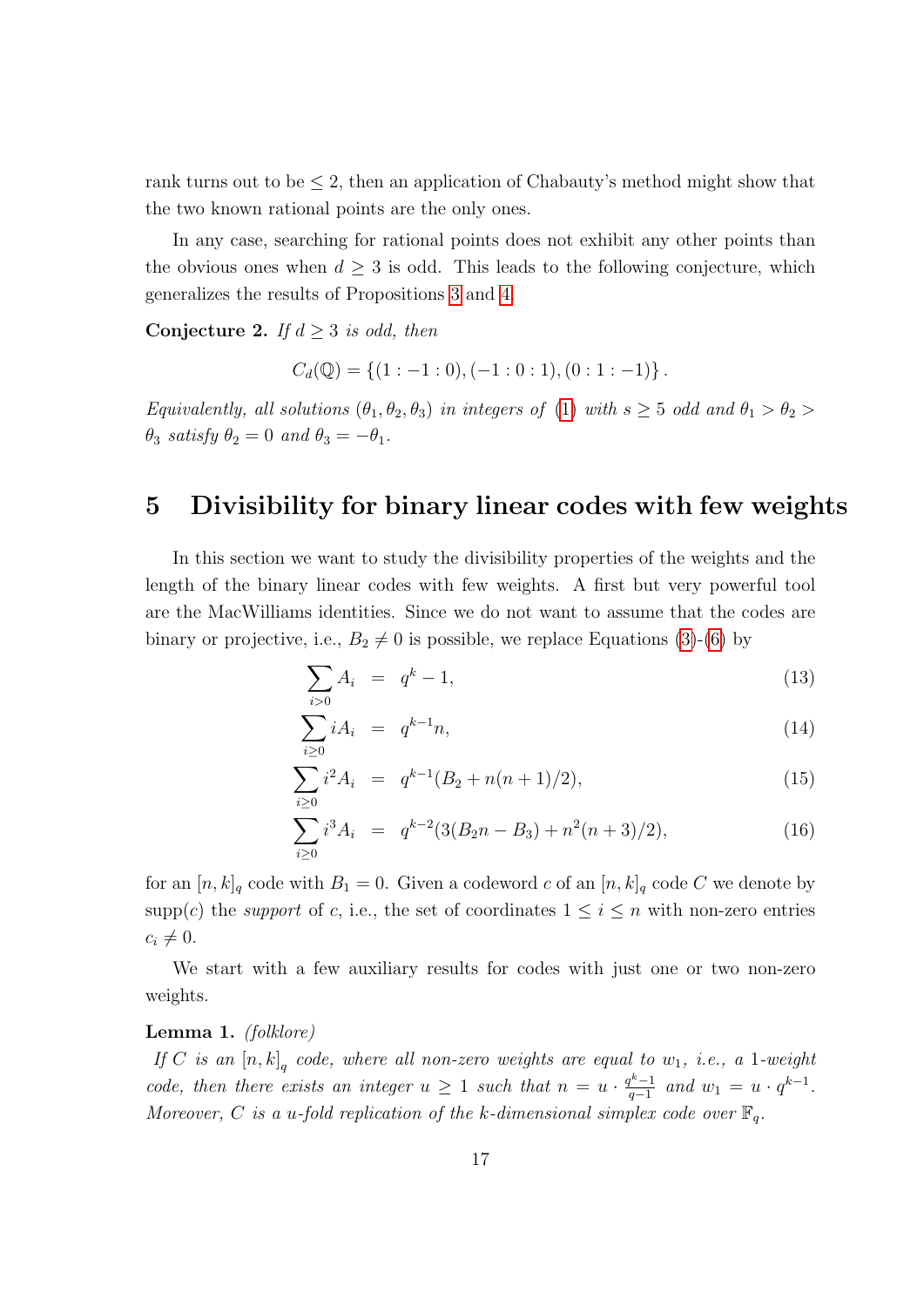rank turns out to be $\leq 2$, then an application of Chabauty's method might show that the two known rational points are the only ones.

In any case, searching for rational points does not exhibit any other points than the obvious ones when $d \geq 3$ is odd. This leads to the following conjecture, which generalizes the results of Propositions 3 and 4.

**Conjecture 2.** *If $d \geq 3$ is odd, then*

$$C_d(\mathbb{Q}) = \{(1 : -1 : 0), (-1 : 0 : 1), (0 : 1 : -1)\}.$$

*Equivalently, all solutions $(\theta_1, \theta_2, \theta_3)$ in integers of (1) with $s \geq 5$ odd and $\theta_1 > \theta_2 > \theta_3$ satisfy $\theta_2 = 0$ and $\theta_3 = -\theta_1$.*

## 5 Divisibility for binary linear codes with few weights

In this section we want to study the divisibility properties of the weights and the length of the binary linear codes with few weights. A first but very powerful tool are the MacWilliams identities. Since we do not want to assume that the codes are binary or projective, i.e., $B_2 \neq 0$ is possible, we replace Equations (3)-(6) by

$$\sum_{i>0} A_i = q^k - 1, \tag{13}$$

$$\sum_{i\geq 0} iA_i = q^{k-1}n, \tag{14}$$

$$\sum_{i\geq 0} i^2 A_i = q^{k-1}(B_2 + n(n+1)/2), \tag{15}$$

$$\sum_{i\geq 0} i^3 A_i = q^{k-2}(3(B_2 n - B_3) + n^2(n+3)/2), \tag{16}$$

for an $[n, k]_q$ code with $B_1 = 0$. Given a codeword $c$ of an $[n, k]_q$ code $C$ we denote by $\operatorname{supp}(c)$ the *support* of $c$, i.e., the set of coordinates $1 \leq i \leq n$ with non-zero entries $c_i \neq 0$.

We start with a few auxiliary results for codes with just one or two non-zero weights.

**Lemma 1.** *(folklore)*
*If $C$ is an $[n, k]_q$ code, where all non-zero weights are equal to $w_1$, i.e., a 1-weight code, then there exists an integer $u \geq 1$ such that $n = u \cdot \frac{q^k-1}{q-1}$ and $w_1 = u \cdot q^{k-1}$. Moreover, $C$ is a $u$-fold replication of the $k$-dimensional simplex code over $\mathbb{F}_q$.*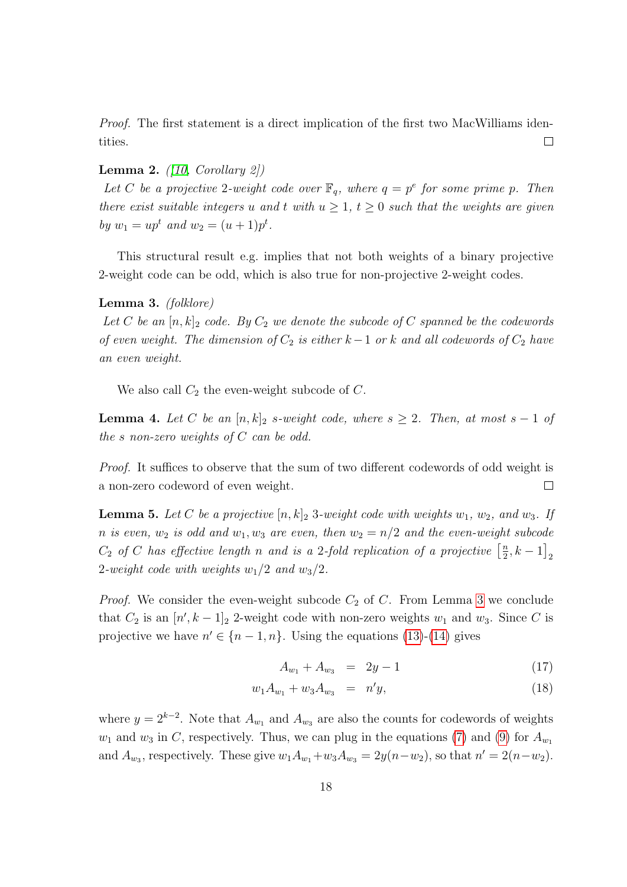*Proof.* The first statement is a direct implication of the first two MacWilliams identities. ☐

**Lemma 2.** *([10, Corollary 2])*
*Let $C$ be a projective 2-weight code over $\mathbb{F}_q$, where $q = p^e$ for some prime $p$. Then there exist suitable integers $u$ and $t$ with $u \geq 1$, $t \geq 0$ such that the weights are given by $w_1 = up^t$ and $w_2 = (u+1)p^t$.*

This structural result e.g. implies that not both weights of a binary projective 2-weight code can be odd, which is also true for non-projective 2-weight codes.

**Lemma 3.** *(folklore)*
*Let $C$ be an $[n,k]_2$ code. By $C_2$ we denote the subcode of $C$ spanned be the codewords of even weight. The dimension of $C_2$ is either $k-1$ or $k$ and all codewords of $C_2$ have an even weight.*

We also call $C_2$ the even-weight subcode of $C$.

**Lemma 4.** *Let $C$ be an $[n,k]_2$ $s$-weight code, where $s \geq 2$. Then, at most $s-1$ of the $s$ non-zero weights of $C$ can be odd.*

*Proof.* It suffices to observe that the sum of two different codewords of odd weight is a non-zero codeword of even weight. ☐

**Lemma 5.** *Let $C$ be a projective $[n,k]_2$ 3-weight code with weights $w_1$, $w_2$, and $w_3$. If $n$ is even, $w_2$ is odd and $w_1, w_3$ are even, then $w_2 = n/2$ and the even-weight subcode $C_2$ of $C$ has effective length $n$ and is a 2-fold replication of a projective $\left[\frac{n}{2}, k-1\right]_2$ 2-weight code with weights $w_1/2$ and $w_3/2$.*

*Proof.* We consider the even-weight subcode $C_2$ of $C$. From Lemma 3 we conclude that $C_2$ is an $[n', k-1]_2$ 2-weight code with non-zero weights $w_1$ and $w_3$. Since $C$ is projective we have $n' \in \{n-1, n\}$. Using the equations (13)-(14) gives

$$A_{w_1} + A_{w_3} = 2y - 1 \tag{17}$$

$$w_1 A_{w_1} + w_3 A_{w_3} = n'y, \tag{18}$$

where $y = 2^{k-2}$. Note that $A_{w_1}$ and $A_{w_3}$ are also the counts for codewords of weights $w_1$ and $w_3$ in $C$, respectively. Thus, we can plug in the equations (7) and (9) for $A_{w_1}$ and $A_{w_3}$, respectively. These give $w_1 A_{w_1} + w_3 A_{w_3} = 2y(n - w_2)$, so that $n' = 2(n - w_2)$.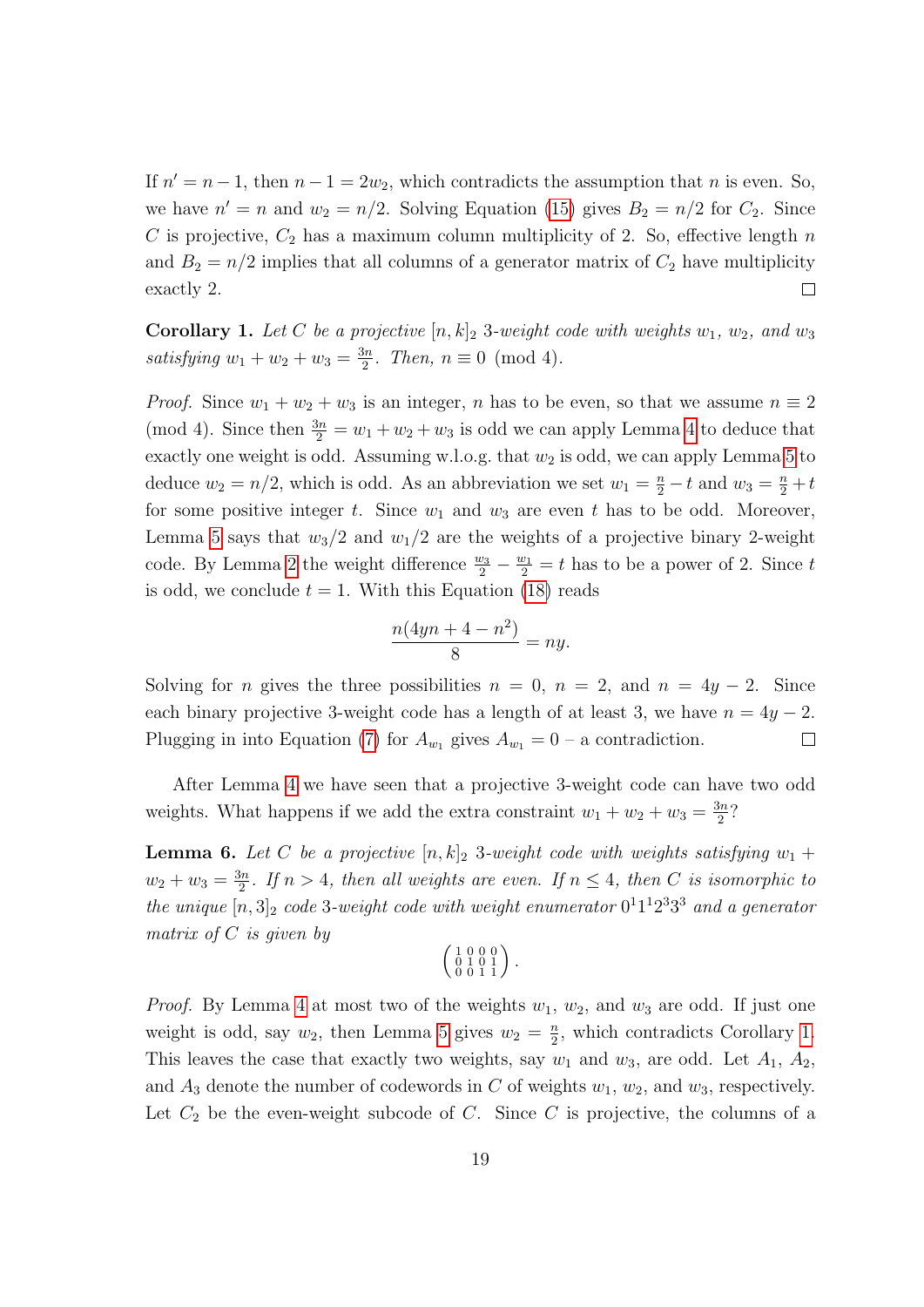If $n' = n - 1$, then $n - 1 = 2w_2$, which contradicts the assumption that $n$ is even. So, we have $n' = n$ and $w_2 = n/2$. Solving Equation (15) gives $B_2 = n/2$ for $C_2$. Since $C$ is projective, $C_2$ has a maximum column multiplicity of 2. So, effective length $n$ and $B_2 = n/2$ implies that all columns of a generator matrix of $C_2$ have multiplicity exactly 2. □

**Corollary 1.** *Let $C$ be a projective $[n, k]_2$ 3-weight code with weights $w_1$, $w_2$, and $w_3$ satisfying $w_1 + w_2 + w_3 = \frac{3n}{2}$. Then, $n \equiv 0 \pmod 4$.*

*Proof.* Since $w_1 + w_2 + w_3$ is an integer, $n$ has to be even, so that we assume $n \equiv 2 \pmod 4$. Since then $\frac{3n}{2} = w_1 + w_2 + w_3$ is odd we can apply Lemma 4 to deduce that exactly one weight is odd. Assuming w.l.o.g. that $w_2$ is odd, we can apply Lemma 5 to deduce $w_2 = n/2$, which is odd. As an abbreviation we set $w_1 = \frac{n}{2} - t$ and $w_3 = \frac{n}{2} + t$ for some positive integer $t$. Since $w_1$ and $w_3$ are even $t$ has to be odd. Moreover, Lemma 5 says that $w_3/2$ and $w_1/2$ are the weights of a projective binary 2-weight code. By Lemma 2 the weight difference $\frac{w_3}{2} - \frac{w_1}{2} = t$ has to be a power of 2. Since $t$ is odd, we conclude $t = 1$. With this Equation (18) reads

$$\frac{n(4yn + 4 - n^2)}{8} = ny.$$

Solving for $n$ gives the three possibilities $n = 0$, $n = 2$, and $n = 4y - 2$. Since each binary projective 3-weight code has a length of at least 3, we have $n = 4y - 2$. Plugging in into Equation (7) for $A_{w_1}$ gives $A_{w_1} = 0$ – a contradiction. □

After Lemma 4 we have seen that a projective 3-weight code can have two odd weights. What happens if we add the extra constraint $w_1 + w_2 + w_3 = \frac{3n}{2}$?

**Lemma 6.** *Let $C$ be a projective $[n, k]_2$ 3-weight code with weights satisfying $w_1 + w_2 + w_3 = \frac{3n}{2}$. If $n > 4$, then all weights are even. If $n \le 4$, then $C$ is isomorphic to the unique $[n, 3]_2$ code 3-weight code with weight enumerator $0^1 1^1 2^3 3^3$ and a generator matrix of $C$ is given by*

$$\begin{pmatrix} 1 & 0 & 0 & 0 \\ 0 & 1 & 0 & 1 \\ 0 & 0 & 1 & 1 \end{pmatrix}.$$

*Proof.* By Lemma 4 at most two of the weights $w_1$, $w_2$, and $w_3$ are odd. If just one weight is odd, say $w_2$, then Lemma 5 gives $w_2 = \frac{n}{2}$, which contradicts Corollary 1. This leaves the case that exactly two weights, say $w_1$ and $w_3$, are odd. Let $A_1$, $A_2$, and $A_3$ denote the number of codewords in $C$ of weights $w_1$, $w_2$, and $w_3$, respectively. Let $C_2$ be the even-weight subcode of $C$. Since $C$ is projective, the columns of a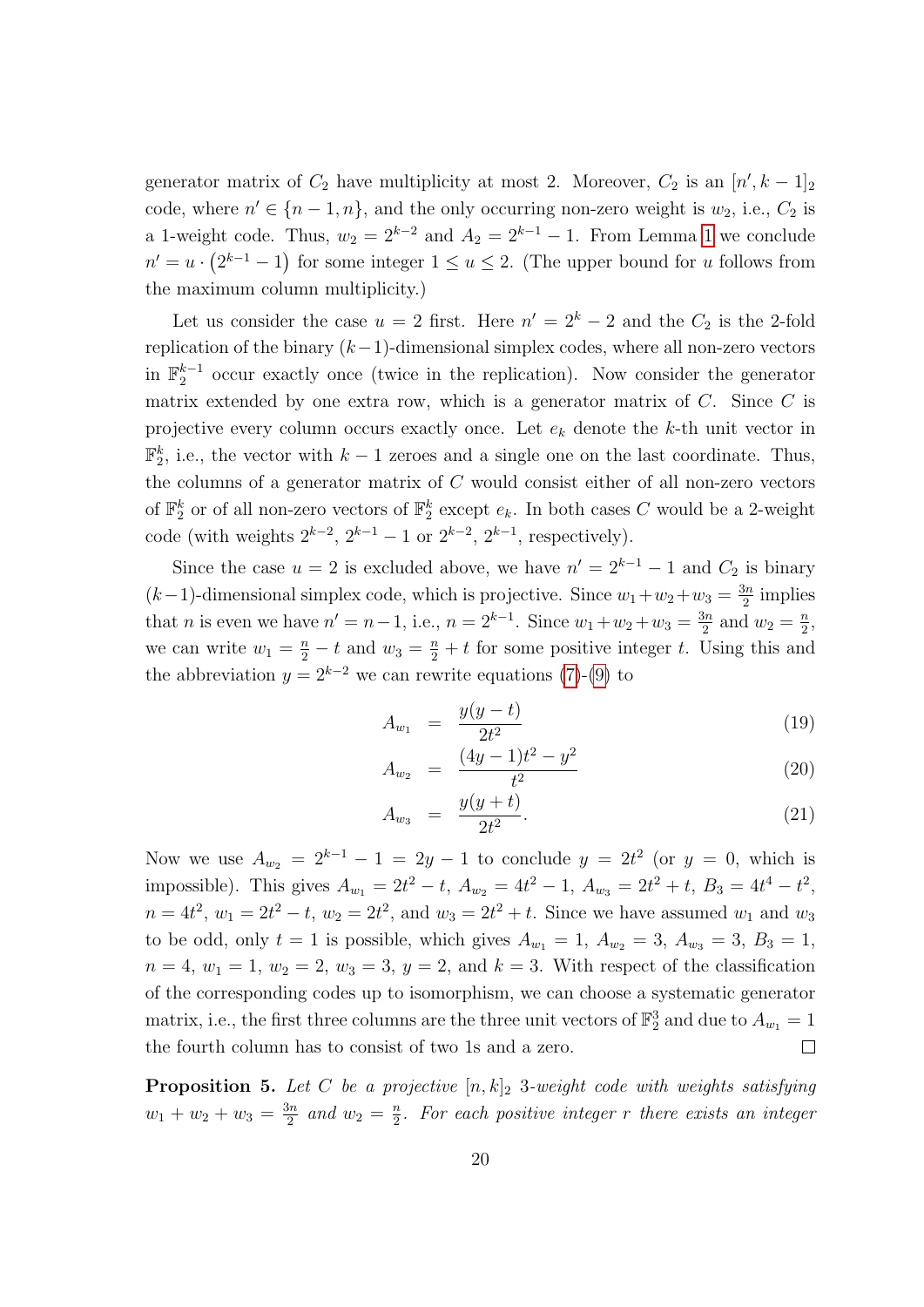generator matrix of $C_2$ have multiplicity at most 2. Moreover, $C_2$ is an $[n', k-1]_2$ code, where $n' \in \{n-1, n\}$, and the only occurring non-zero weight is $w_2$, i.e., $C_2$ is a 1-weight code. Thus, $w_2 = 2^{k-2}$ and $A_2 = 2^{k-1} - 1$. From Lemma 1 we conclude $n' = u \cdot \left(2^{k-1} - 1\right)$ for some integer $1 \le u \le 2$. (The upper bound for $u$ follows from the maximum column multiplicity.)

Let us consider the case $u = 2$ first. Here $n' = 2^k - 2$ and the $C_2$ is the 2-fold replication of the binary $(k-1)$-dimensional simplex codes, where all non-zero vectors in $\mathbb{F}_2^{k-1}$ occur exactly once (twice in the replication). Now consider the generator matrix extended by one extra row, which is a generator matrix of $C$. Since $C$ is projective every column occurs exactly once. Let $e_k$ denote the $k$-th unit vector in $\mathbb{F}_2^k$, i.e., the vector with $k-1$ zeroes and a single one on the last coordinate. Thus, the columns of a generator matrix of $C$ would consist either of all non-zero vectors of $\mathbb{F}_2^k$ or of all non-zero vectors of $\mathbb{F}_2^k$ except $e_k$. In both cases $C$ would be a 2-weight code (with weights $2^{k-2}$, $2^{k-1} - 1$ or $2^{k-2}$, $2^{k-1}$, respectively).

Since the case $u = 2$ is excluded above, we have $n' = 2^{k-1} - 1$ and $C_2$ is binary $(k-1)$-dimensional simplex code, which is projective. Since $w_1 + w_2 + w_3 = \frac{3n}{2}$ implies that $n$ is even we have $n' = n - 1$, i.e., $n = 2^{k-1}$. Since $w_1 + w_2 + w_3 = \frac{3n}{2}$ and $w_2 = \frac{n}{2}$, we can write $w_1 = \frac{n}{2} - t$ and $w_3 = \frac{n}{2} + t$ for some positive integer $t$. Using this and the abbreviation $y = 2^{k-2}$ we can rewrite equations (7)-(9) to

$$A_{w_1} = \frac{y(y-t)}{2t^2} \tag{19}$$

$$A_{w_2} = \frac{(4y-1)t^2 - y^2}{t^2} \tag{20}$$

$$A_{w_3} = \frac{y(y+t)}{2t^2}. \tag{21}$$

Now we use $A_{w_2} = 2^{k-1} - 1 = 2y - 1$ to conclude $y = 2t^2$ (or $y = 0$, which is impossible). This gives $A_{w_1} = 2t^2 - t$, $A_{w_2} = 4t^2 - 1$, $A_{w_3} = 2t^2 + t$, $B_3 = 4t^4 - t^2$, $n = 4t^2$, $w_1 = 2t^2 - t$, $w_2 = 2t^2$, and $w_3 = 2t^2 + t$. Since we have assumed $w_1$ and $w_3$ to be odd, only $t = 1$ is possible, which gives $A_{w_1} = 1$, $A_{w_2} = 3$, $A_{w_3} = 3$, $B_3 = 1$, $n = 4$, $w_1 = 1$, $w_2 = 2$, $w_3 = 3$, $y = 2$, and $k = 3$. With respect of the classification of the corresponding codes up to isomorphism, we can choose a systematic generator matrix, i.e., the first three columns are the three unit vectors of $\mathbb{F}_2^3$ and due to $A_{w_1} = 1$ the fourth column has to consist of two 1s and a zero. □

**Proposition 5.** *Let $C$ be a projective $[n, k]_2$ 3-weight code with weights satisfying $w_1 + w_2 + w_3 = \frac{3n}{2}$ and $w_2 = \frac{n}{2}$. For each positive integer $r$ there exists an integer*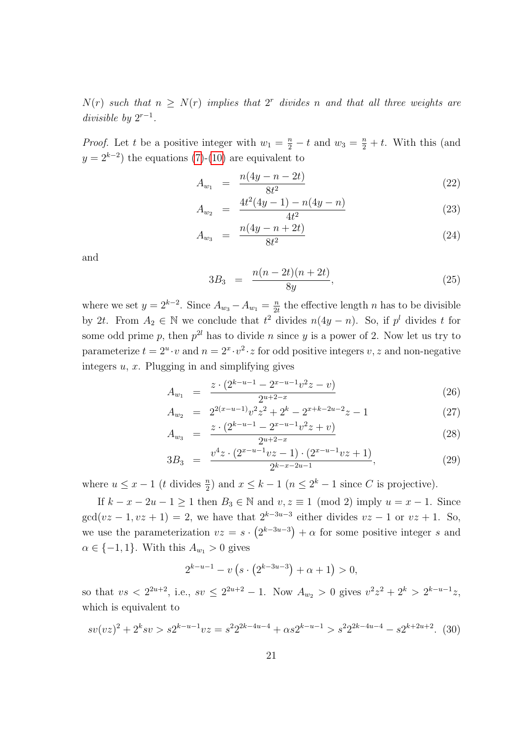*$N(r)$ such that $n \geq N(r)$ implies that $2^r$ divides $n$ and that all three weights are divisible by $2^{r-1}$.*

*Proof.* Let $t$ be a positive integer with $w_1 = \frac{n}{2} - t$ and $w_3 = \frac{n}{2} + t$. With this (and $y = 2^{k-2}$) the equations (7)-(10) are equivalent to

$$A_{w_1} = \frac{n(4y - n - 2t)}{8t^2} \tag{22}$$

$$A_{w_2} = \frac{4t^2(4y-1) - n(4y-n)}{4t^2} \tag{23}$$

$$A_{w_3} = \frac{n(4y - n + 2t)}{8t^2} \tag{24}$$

and

$$3B_3 = \frac{n(n-2t)(n+2t)}{8y}, \tag{25}$$

where we set $y = 2^{k-2}$. Since $A_{w_3} - A_{w_1} = \frac{n}{2t}$ the effective length $n$ has to be divisible by $2t$. From $A_2 \in \mathbb{N}$ we conclude that $t^2$ divides $n(4y - n)$. So, if $p^l$ divides $t$ for some odd prime $p$, then $p^{2l}$ has to divide $n$ since $y$ is a power of 2. Now let us try to parameterize $t = 2^u \cdot v$ and $n = 2^x \cdot v^2 \cdot z$ for odd positive integers $v, z$ and non-negative integers $u$, $x$. Plugging in and simplifying gives

$$A_{w_1} = \frac{z \cdot \left(2^{k-u-1} - 2^{x-u-1}v^2 z - v\right)}{2^{u+2-x}} \tag{26}$$

$$A_{w_2} = 2^{2(x-u-1)}v^2 z^2 + 2^k - 2^{x+k-2u-2}z - 1 \tag{27}$$

$$A_{w_3} = \frac{z \cdot \left(2^{k-u-1} - 2^{x-u-1}v^2 z + v\right)}{2^{u+2-x}} \tag{28}$$

$$3B_3 = \frac{v^4 z \cdot \left(2^{x-u-1}vz - 1\right) \cdot \left(2^{x-u-1}vz + 1\right)}{2^{k-x-2u-1}}, \tag{29}$$

where $u \leq x - 1$ ($t$ divides $\frac{n}{2}$) and $x \leq k - 1$ ($n \leq 2^k - 1$ since $C$ is projective).

If $k - x - 2u - 1 \geq 1$ then $B_3 \in \mathbb{N}$ and $v, z \equiv 1 \pmod 2$ imply $u = x - 1$. Since $\gcd(vz - 1, vz + 1) = 2$, we have that $2^{k-3u-3}$ either divides $vz - 1$ or $vz + 1$. So, we use the parameterization $vz = s \cdot \left(2^{k-3u-3}\right) + \alpha$ for some positive integer $s$ and $\alpha \in \{-1, 1\}$. With this $A_{w_1} > 0$ gives

$$2^{k-u-1} - v\left(s \cdot \left(2^{k-3u-3}\right) + \alpha + 1\right) > 0,$$

so that $vs < 2^{2u+2}$, i.e., $sv \leq 2^{2u+2} - 1$. Now $A_{w_2} > 0$ gives $v^2 z^2 + 2^k > 2^{k-u-1}z$, which is equivalent to

$$sv(vz)^2 + 2^k sv > s2^{k-u-1}vz = s^2 2^{2k-4u-4} + \alpha s 2^{k-u-1} > s^2 2^{2k-4u-4} - s2^{k+2u+2}. \tag{30}$$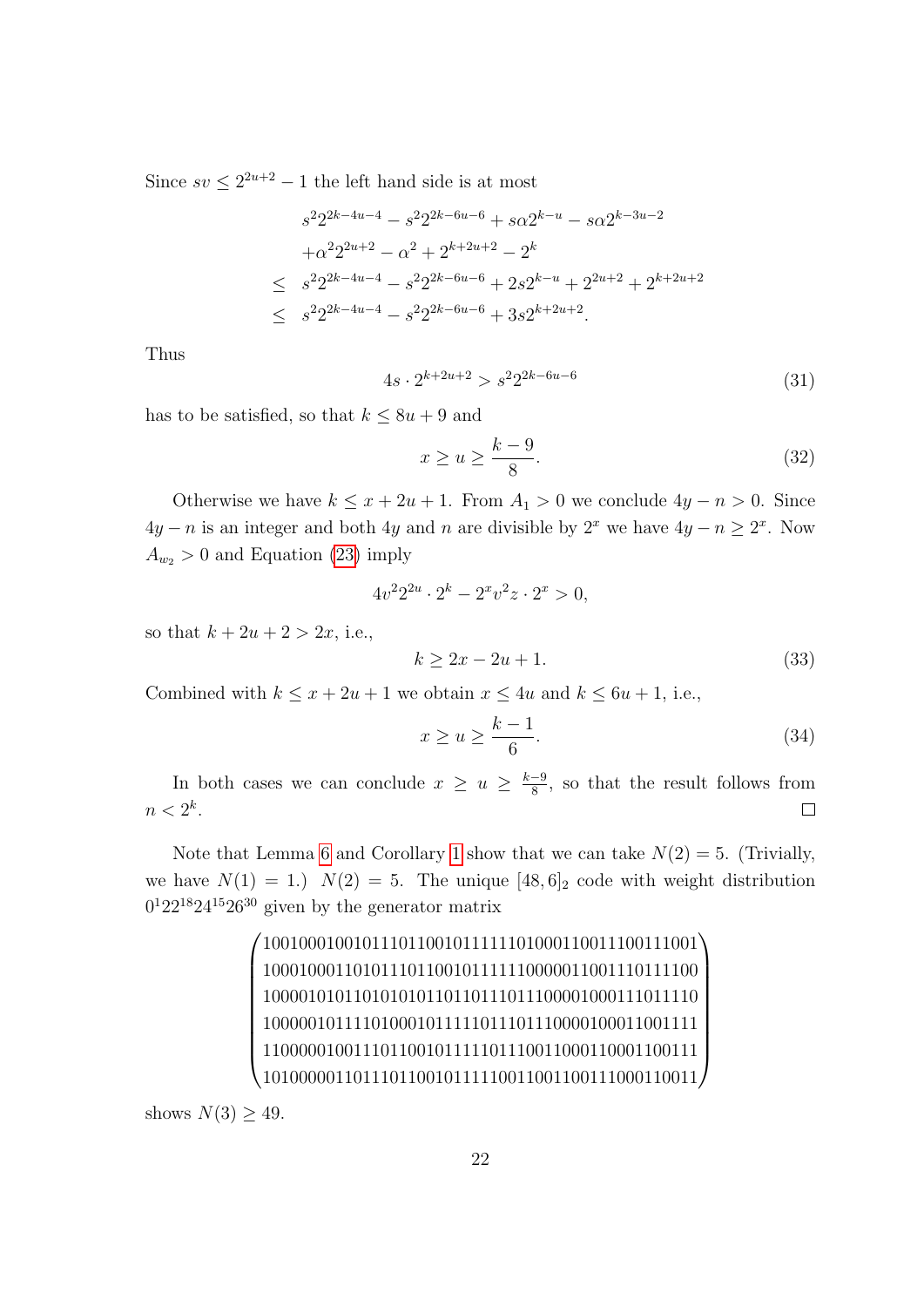Since $sv \le 2^{2u+2} - 1$ the left hand side is at most

$$
\begin{aligned}
& s^2 2^{2k-4u-4} - s^2 2^{2k-6u-6} + s\alpha 2^{k-u} - s\alpha 2^{k-3u-2} \\
& + \alpha^2 2^{2u+2} - \alpha^2 + 2^{k+2u+2} - 2^k \\
\le \; & s^2 2^{2k-4u-4} - s^2 2^{2k-6u-6} + 2s 2^{k-u} + 2^{2u+2} + 2^{k+2u+2} \\
\le \; & s^2 2^{2k-4u-4} - s^2 2^{2k-6u-6} + 3s 2^{k+2u+2}.
\end{aligned}
$$

Thus

$$4s \cdot 2^{k+2u+2} > s^2 2^{2k-6u-6} \tag{31}$$

has to be satisfied, so that $k \le 8u + 9$ and

$$x \ge u \ge \frac{k-9}{8}. \tag{32}$$

Otherwise we have $k \le x + 2u + 1$. From $A_1 > 0$ we conclude $4y - n > 0$. Since $4y - n$ is an integer and both $4y$ and $n$ are divisible by $2^x$ we have $4y - n \ge 2^x$. Now $A_{w_2} > 0$ and Equation (23) imply

$$4v^2 2^{2u} \cdot 2^k - 2^x v^2 z \cdot 2^x > 0,$$

so that $k + 2u + 2 > 2x$, i.e.,

$$k \ge 2x - 2u + 1. \tag{33}$$

Combined with $k \le x + 2u + 1$ we obtain $x \le 4u$ and $k \le 6u + 1$, i.e.,

$$x \ge u \ge \frac{k-1}{6}. \tag{34}$$

In both cases we can conclude $x \ge u \ge \frac{k-9}{8}$, so that the result follows from $n < 2^k$. □

Note that Lemma 6 and Corollary 1 show that we can take $N(2) = 5$. (Trivially, we have $N(1) = 1$.) $N(2) = 5$. The unique $[48, 6]_2$ code with weight distribution $0^1 22^{18} 24^{15} 26^{30}$ given by the generator matrix

$$
\begin{pmatrix}
100100010010111011001011111101000110011100111001 \\
100010001101011101100101111110000011001110111100 \\
100001010110101010110110111011100001000111011110 \\
100000101111010001011111011101110000100011001111 \\
110000010011101100101111101110011000110001100111 \\
101000000110111011001011111001100110011100011001\,1
\end{pmatrix}
$$

shows $N(3) \ge 49$.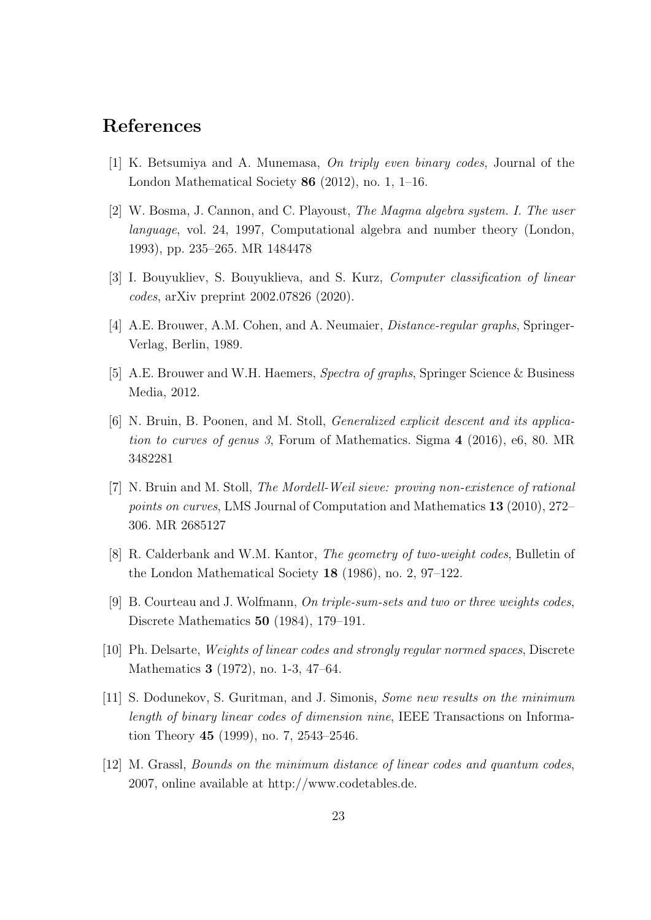# References

[1] K. Betsumiya and A. Munemasa, *On triply even binary codes*, Journal of the London Mathematical Society **86** (2012), no. 1, 1–16.

[2] W. Bosma, J. Cannon, and C. Playoust, *The Magma algebra system. I. The user language*, vol. 24, 1997, Computational algebra and number theory (London, 1993), pp. 235–265. MR 1484478

[3] I. Bouyukliev, S. Bouyuklieva, and S. Kurz, *Computer classification of linear codes*, arXiv preprint 2002.07826 (2020).

[4] A.E. Brouwer, A.M. Cohen, and A. Neumaier, *Distance-regular graphs*, Springer-Verlag, Berlin, 1989.

[5] A.E. Brouwer and W.H. Haemers, *Spectra of graphs*, Springer Science & Business Media, 2012.

[6] N. Bruin, B. Poonen, and M. Stoll, *Generalized explicit descent and its application to curves of genus 3*, Forum of Mathematics. Sigma **4** (2016), e6, 80. MR 3482281

[7] N. Bruin and M. Stoll, *The Mordell-Weil sieve: proving non-existence of rational points on curves*, LMS Journal of Computation and Mathematics **13** (2010), 272–306. MR 2685127

[8] R. Calderbank and W.M. Kantor, *The geometry of two-weight codes*, Bulletin of the London Mathematical Society **18** (1986), no. 2, 97–122.

[9] B. Courteau and J. Wolfmann, *On triple-sum-sets and two or three weights codes*, Discrete Mathematics **50** (1984), 179–191.

[10] Ph. Delsarte, *Weights of linear codes and strongly regular normed spaces*, Discrete Mathematics **3** (1972), no. 1-3, 47–64.

[11] S. Dodunekov, S. Guritman, and J. Simonis, *Some new results on the minimum length of binary linear codes of dimension nine*, IEEE Transactions on Information Theory **45** (1999), no. 7, 2543–2546.

[12] M. Grassl, *Bounds on the minimum distance of linear codes and quantum codes*, 2007, online available at http://www.codetables.de.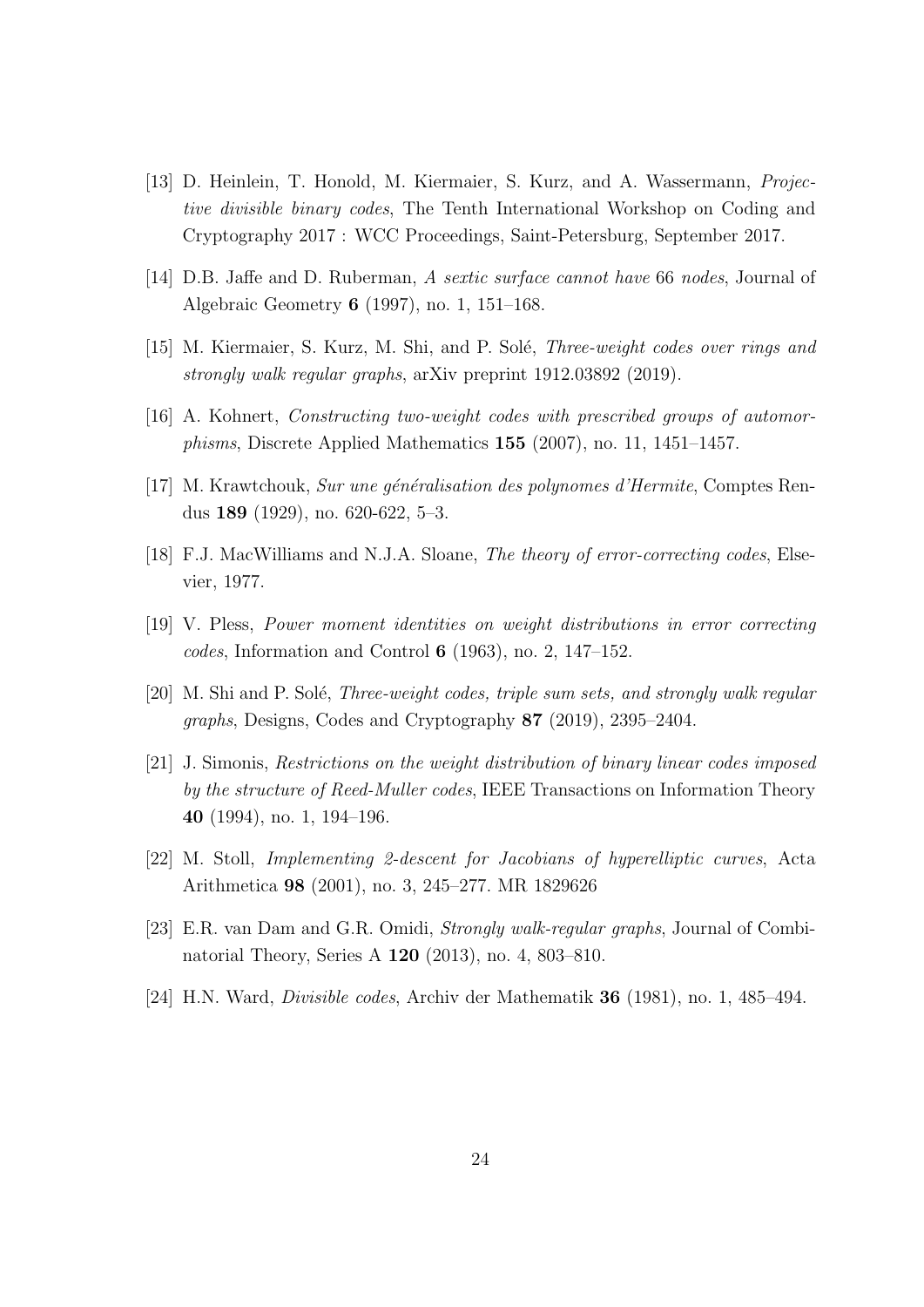[13] D. Heinlein, T. Honold, M. Kiermaier, S. Kurz, and A. Wassermann, *Projective divisible binary codes*, The Tenth International Workshop on Coding and Cryptography 2017 : WCC Proceedings, Saint-Petersburg, September 2017.

[14] D.B. Jaffe and D. Ruberman, *A sextic surface cannot have* 66 *nodes*, Journal of Algebraic Geometry **6** (1997), no. 1, 151–168.

[15] M. Kiermaier, S. Kurz, M. Shi, and P. Solé, *Three-weight codes over rings and strongly walk regular graphs*, arXiv preprint 1912.03892 (2019).

[16] A. Kohnert, *Constructing two-weight codes with prescribed groups of automorphisms*, Discrete Applied Mathematics **155** (2007), no. 11, 1451–1457.

[17] M. Krawtchouk, *Sur une généralisation des polynomes d'Hermite*, Comptes Rendus **189** (1929), no. 620-622, 5–3.

[18] F.J. MacWilliams and N.J.A. Sloane, *The theory of error-correcting codes*, Elsevier, 1977.

[19] V. Pless, *Power moment identities on weight distributions in error correcting codes*, Information and Control **6** (1963), no. 2, 147–152.

[20] M. Shi and P. Solé, *Three-weight codes, triple sum sets, and strongly walk regular graphs*, Designs, Codes and Cryptography **87** (2019), 2395–2404.

[21] J. Simonis, *Restrictions on the weight distribution of binary linear codes imposed by the structure of Reed-Muller codes*, IEEE Transactions on Information Theory **40** (1994), no. 1, 194–196.

[22] M. Stoll, *Implementing 2-descent for Jacobians of hyperelliptic curves*, Acta Arithmetica **98** (2001), no. 3, 245–277. MR 1829626

[23] E.R. van Dam and G.R. Omidi, *Strongly walk-regular graphs*, Journal of Combinatorial Theory, Series A **120** (2013), no. 4, 803–810.

[24] H.N. Ward, *Divisible codes*, Archiv der Mathematik **36** (1981), no. 1, 485–494.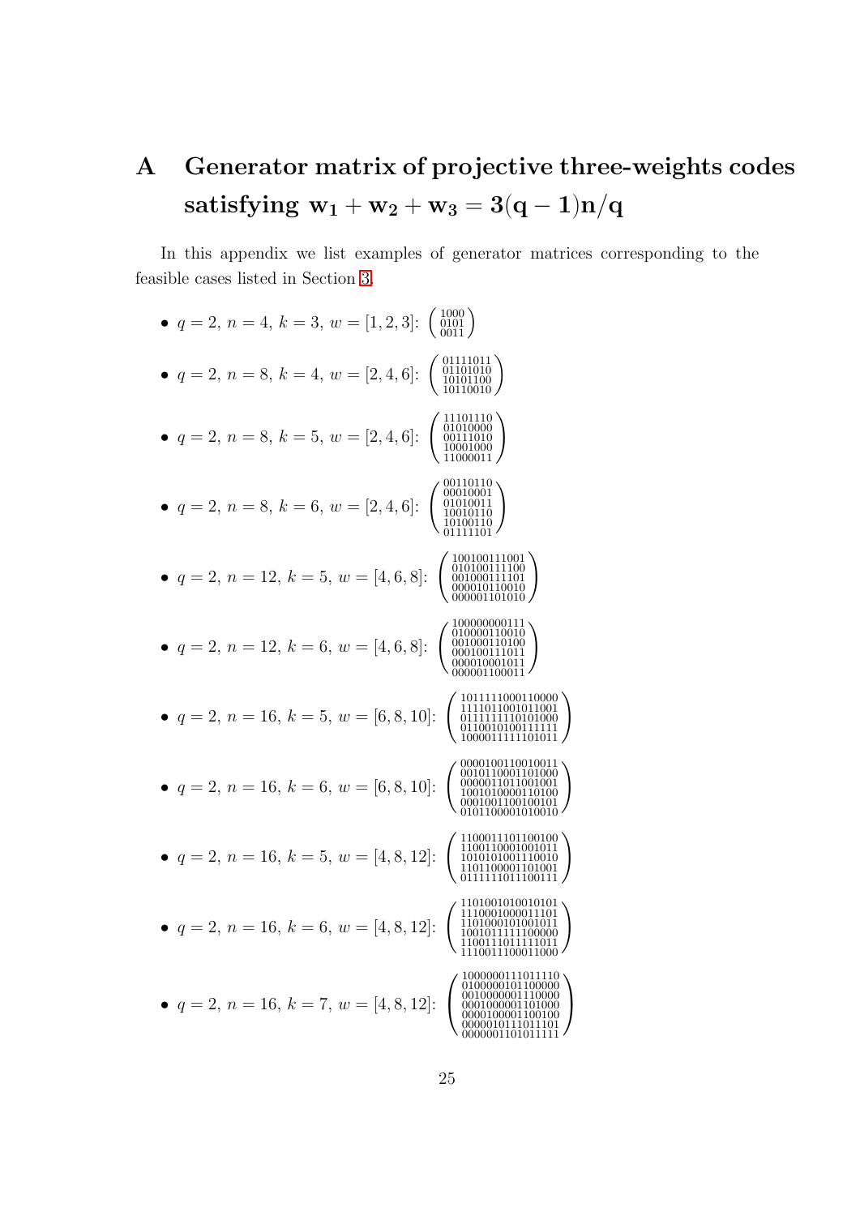# A Generator matrix of projective three-weights codes satisfying $w_1 + w_2 + w_3 = 3(q-1)n/q$

In this appendix we list examples of generator matrices corresponding to the feasible cases listed in Section 3.

- $q = 2$, $n = 4$, $k = 3$, $w = [1, 2, 3]$: $\begin{pmatrix} 1000 \\ 0101 \\ 0011 \end{pmatrix}$

- $q = 2$, $n = 8$, $k = 4$, $w = [2, 4, 6]$: $\begin{pmatrix} 01111011 \\ 01101010 \\ 10101100 \\ 10110010 \end{pmatrix}$

- $q = 2$, $n = 8$, $k = 5$, $w = [2, 4, 6]$: $\begin{pmatrix} 11101110 \\ 01010000 \\ 00111010 \\ 10001000 \\ 11000011 \end{pmatrix}$

- $q = 2$, $n = 8$, $k = 6$, $w = [2, 4, 6]$: $\begin{pmatrix} 00110110 \\ 00010001 \\ 01010011 \\ 10010110 \\ 10100110 \\ 01111101 \end{pmatrix}$

- $q = 2$, $n = 12$, $k = 5$, $w = [4, 6, 8]$: $\begin{pmatrix} 100100111001 \\ 010100111100 \\ 001000111101 \\ 000010110010 \\ 000001101010 \end{pmatrix}$

- $q = 2$, $n = 12$, $k = 6$, $w = [4, 6, 8]$: $\begin{pmatrix} 100000000111 \\ 010000110010 \\ 001000110100 \\ 000100111011 \\ 000010001011 \\ 000001100011 \end{pmatrix}$

- $q = 2$, $n = 16$, $k = 5$, $w = [6, 8, 10]$: $\begin{pmatrix} 1011111000110000 \\ 1111011001011001 \\ 0111111110101000 \\ 0110010100111111 \\ 1000011111101011 \end{pmatrix}$

- $q = 2$, $n = 16$, $k = 6$, $w = [6, 8, 10]$: $\begin{pmatrix} 0000100110010011 \\ 0010110001101000 \\ 0000011011001001 \\ 1001010000110100 \\ 0001001100100101 \\ 0101100001010010 \end{pmatrix}$

- $q = 2$, $n = 16$, $k = 5$, $w = [4, 8, 12]$: $\begin{pmatrix} 1100011101100100 \\ 1100110001001011 \\ 1010101001110010 \\ 1101100001101001 \\ 0111111011100111 \end{pmatrix}$

- $q = 2$, $n = 16$, $k = 6$, $w = [4, 8, 12]$: $\begin{pmatrix} 1101001010010101 \\ 1110001000011101 \\ 1101000101001011 \\ 1001011111100000 \\ 1100111011111011 \\ 1110011100011000 \end{pmatrix}$

- $q = 2$, $n = 16$, $k = 7$, $w = [4, 8, 12]$: $\begin{pmatrix} 1000000111011110 \\ 0100000101100000 \\ 0010000001110000 \\ 0001000001101000 \\ 0000100001100100 \\ 0000010111011101 \\ 0000001101011111 \end{pmatrix}$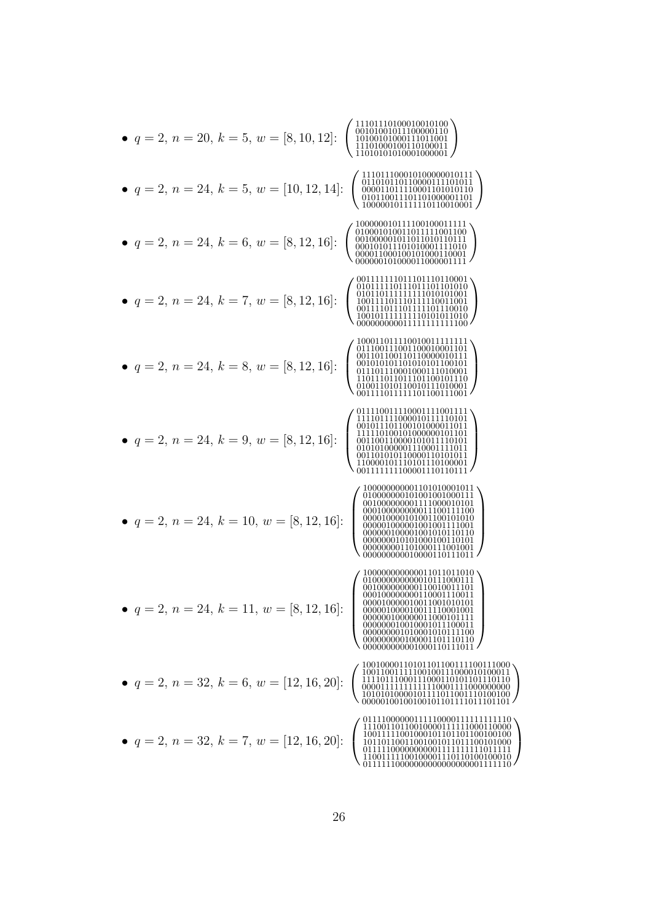- $q=2,\ n=20,\ k=5,\ w=[8,10,12]$: $\begin{pmatrix} 11101110100010010100 \\ 00101001011100000110 \\ 10100101000111011001 \\ 11101000100110100011 \\ 11010101010001000001 \end{pmatrix}$

- $q=2,\ n=24,\ k=5,\ w=[10,12,14]$: $\begin{pmatrix} 111011100010100000010111 \\ 011010110110000111101011 \\ 000011011110001101010110 \\ 010110011101101000001101 \\ 100000101111110110010001 \end{pmatrix}$

- $q=2,\ n=24,\ k=6,\ w=[8,12,16]$: $\begin{pmatrix} 100000010111100100011111 \\ 010001010011011111001100 \\ 001000001011011010110111 \\ 000101011101010001111010 \\ 000011000100101000110001 \\ 000000101000011000001111 \end{pmatrix}$

- $q=2,\ n=24,\ k=7,\ w=[8,12,16]$: $\begin{pmatrix} 001111111011101110110001 \\ 010111101101101101101010 \\ 010110111111111010101001 \\ 100111101110111110011001 \\ 001111011101111101110010 \\ 100101111111110101011010 \\ 000000000011111111111100 \end{pmatrix}$

- $q=2,\ n=24,\ k=8,\ w=[8,12,16]$: $\begin{pmatrix} 100011011110010011111111 \\ 011100111001100010001101 \\ 001101100110110000010111 \\ 001010101101010101100101 \\ 011101110001000111010001 \\ 110111011011101100101110 \\ 010011010110010111010001 \\ 001111101111110110011100​1 \end{pmatrix}$

- $q=2,\ n=24,\ k=9,\ w=[8,12,16]$: $\begin{pmatrix} 011110011110001111001111 \\ 111101111000010111110101 \\ 001011101100101000011011 \\ 111110100101000000101101 \\ 001100110000101011110101 \\ 010101000001110001111011 \\ 001101010110000110101011 \\ 110000101110101110100001 \\ 001111111100001110110111 \end{pmatrix}$

- $q=2,\ n=24,\ k=10,\ w=[8,12,16]$: $\begin{pmatrix} 100000000001101010001011 \\ 010000000101001001000111 \\ 001000000001111000010101 \\ 000100000000011100111100 \\ 000010000101001100101010 \\ 000001000001001001111001 \\ 000000100001001010110110 \\ 000000010101000100110101 \\ 000000001101000111001001 \\ 000000000010000110111011 \end{pmatrix}$

- $q=2,\ n=24,\ k=11,\ w=[8,12,16]$: $\begin{pmatrix} 100000000000011011011010 \\ 010000000000010111000111 \\ 001000000000110010011101 \\ 000100000000110001110011 \\ 000010000010011001010101 \\ 000001000010011110001001 \\ 000000100000011000101111 \\ 000000010010001011100011 \\ 000000001010001010111100 \\ 000000000100001101110110 \\ 000000000001000110111011 \end{pmatrix}$

- $q=2,\ n=32,\ k=6,\ w=[12,16,20]$: $\begin{pmatrix} 10010000110101101100111100111000 \\ 10011001111100100111000010100011 \\ 11110111100011100011010110110110 \\ 00001111111111110001111000000000 \\ 10101010000101111011001110100100 \\ 00000100100100101101111011101101 \end{pmatrix}$

- $q=2,\ n=32,\ k=7,\ w=[12,16,20]$: $\begin{pmatrix} 01111000000111110000111111111110 \\ 11100110110010000111111000110000 \\ 10011111001000101101101100100100 \\ 10110110011001001011011100101000 \\ 01111110000000001111111111011111 \\ 11001111100100001110110100100010 \\ 01111110000000000000000001111110 \end{pmatrix}$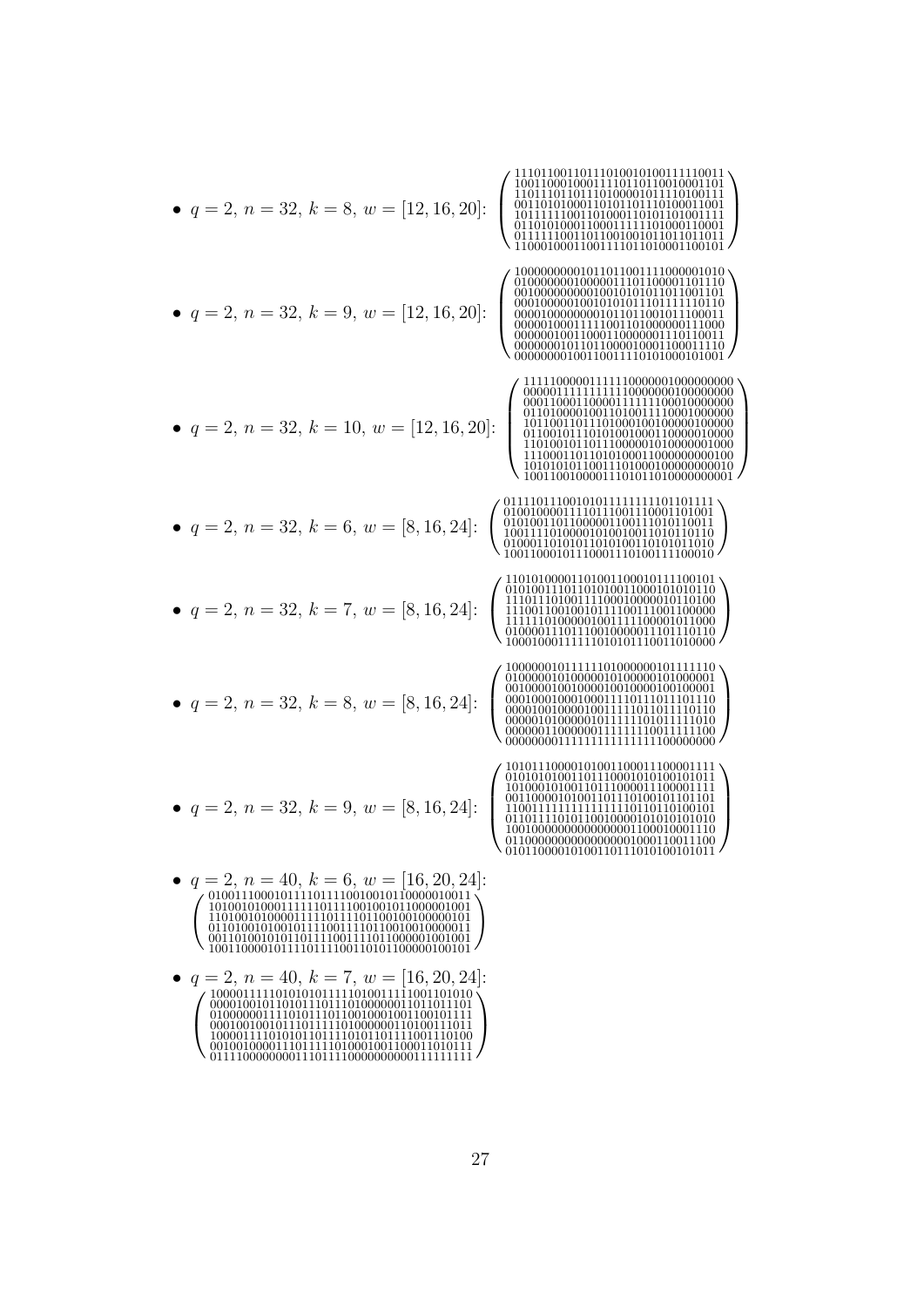- $q = 2$, $n = 32$, $k = 8$, $w = [12, 16, 20]$: $\begin{pmatrix} 11101100110111010010100111110011 \\ 10011000100011110110110010001101 \\ 11011101101110100001011110100111 \\ 00110101000110101101110100011001 \\ 10111111001101000110101101001111 \\ 01101010001100011111101000110001 \\ 01111110011011001001011011011011 \\ 11000100011001111011010001100101 \end{pmatrix}$

- $q = 2$, $n = 32$, $k = 9$, $w = [12, 16, 20]$: $\begin{pmatrix} 10000000001011011001111000001010 \\ 01000000010000011101100001101110 \\ 00100000000010010101011011001101 \\ 00010000010010101011101111110110 \\ 00001000000000101101100101100011 \\ 00000100011111001101000000111000 \\ 00000010011000110000001110110011 \\ 00000001011011000010001100011110 \\ 00000000100110011101010001010010 \end{pmatrix}$

- $q = 2$, $n = 32$, $k = 10$, $w = [12, 16, 20]$: $\begin{pmatrix} 11111000001111110000001000000000 \\ 00000111111111100000000100000000 \\ 00011000110000111111100010000000 \\ 01101000010011010011110001000000 \\ 10110011011101000100100000100000 \\ 01100101110101001000110000010000 \\ 11010010110111000001010000001000 \\ 11100011011010100011000000000100 \\ 10101010110011101000100000000010 \\ 10011001000011101011010000000001 \end{pmatrix}$

- $q = 2$, $n = 32$, $k = 6$, $w = [8, 16, 24]$: $\begin{pmatrix} 01110111001010111111111101101111 \\ 01001000011110111001111110001101001 \\ 01010011011000001100111010110011 \\ 10011110100001010010011010110110 \\ 01000110101011010100110101011010 \\ 10011000101110001110100111100010 \end{pmatrix}$

- $q = 2$, $n = 32$, $k = 7$, $w = [8, 16, 24]$: $\begin{pmatrix} 11010100001101001100010111100101 \\ 01010011101101010011000101010110 \\ 11101110100111100010000001011010 \\ 11100110010010111100111001100000 \\ 11111101000001001111100001011000 \\ 01000011101110010000011101110110 \\ 10001000111111010101110011010000 \end{pmatrix}$

- $q = 2$, $n = 32$, $k = 8$, $w = [8, 16, 24]$: $\begin{pmatrix} 10000001011111101000000101111110 \\ 01000001010000010100000101000001 \\ 00100001001000010010000100100001 \\ 00010001000100011110111011101110 \\ 00001001000010011111011011110110 \\ 00000101000001011111101011111010 \\ 00000011000000111111110011111100 \\ 00000000111111111111111100000000 \end{pmatrix}$

- $q = 2$, $n = 32$, $k = 9$, $w = [8, 16, 24]$: $\begin{pmatrix} 10101110000101001100011100001111 \\ 01010101001101110001010100101011 \\ 10100010100110111000011100001111 \\ 00110000101001101110100101101101 \\ 11001111111111111101101101001001 \\ 01101111010110010000101010101010 \\ 10010000000000000001100010001110 \\ 01100000000000000001000110011100 \\ 01011000010100110111010100101011 \end{pmatrix}$

- $q = 2$, $n = 40$, $k = 6$, $w = [16, 20, 24]$: $\begin{pmatrix} 0100111000101110111100100101100000010011 \\ 1010010100011111101111001001011000001001 \\ 1101001010000111110111101100100100000101 \\ 0110100101001011110011110110010010000011 \\ 0011010010101101111001111011000001001001 \\ 1001100001011110111100110101100000100101 \end{pmatrix}$

- $q = 2$, $n = 40$, $k = 7$, $w = [16, 20, 24]$: $\begin{pmatrix} 1000011111010101011111010011111001101010 \\ 0000100101101011101101000000110110111101 \\ 0100000011110101110110010001001100101111 \\ 0001001001011101111110100000011010011101 \\ 1000011110101011011110101010111001110100 \\ 0010010000111011111010001001100011010111 \\ 0111100000000111011110000000000111111111 \end{pmatrix}$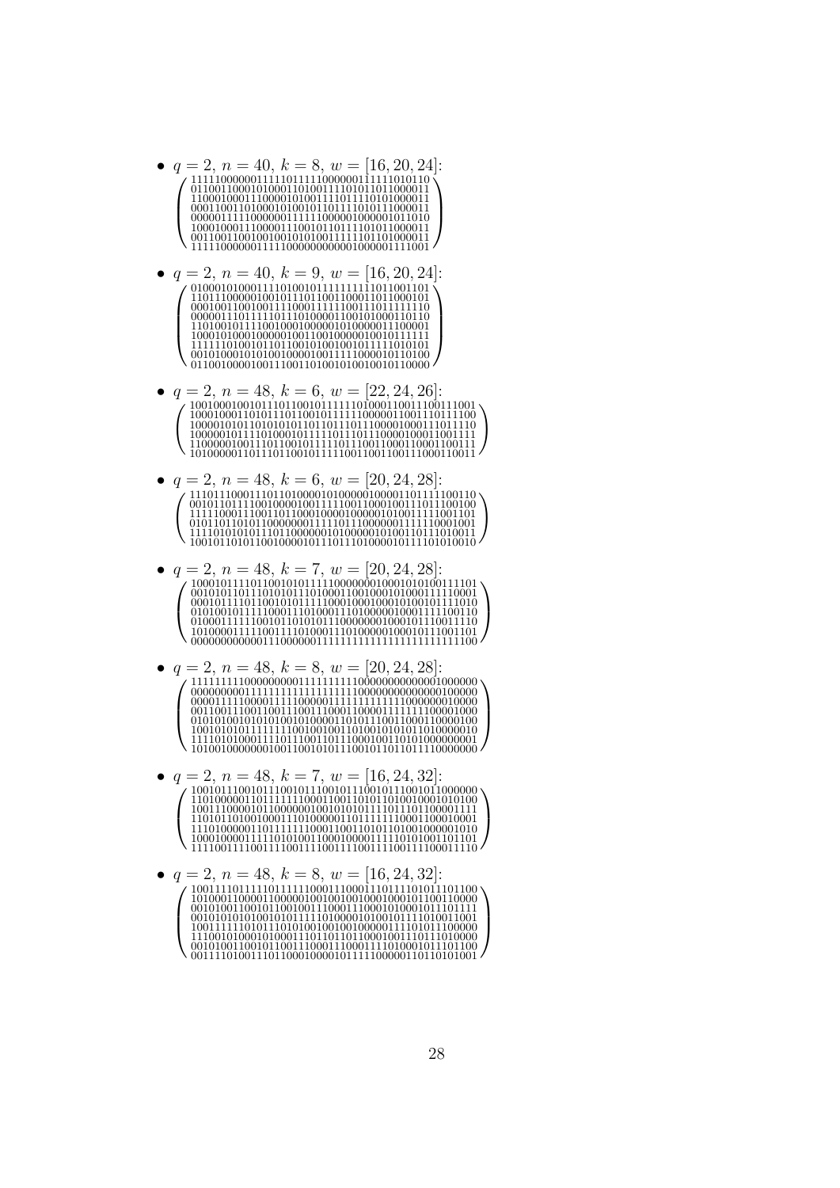- $q = 2$, $n = 40$, $k = 8$, $w = [16, 20, 24]$:

$$
\begin{pmatrix}
1111100000011111011111000000111111010110 \\
0110011000101000110100111101011011000011 \\
1100010001110000101001111011110101000011 \\
0001100110100010100101101111010111000011 \\
0000011111000000111111000001000001011010 \\
1000100011100001110010110111101011000011 \\
0011001100100100101010011111101101000011 \\
1111100000011111000000000001000001111001
\end{pmatrix}
$$

- $q = 2$, $n = 40$, $k = 9$, $w = [16, 20, 24]$:

$$
\begin{pmatrix}
0100010100011110100101111111111011001101 \\
1101110000010010111011001100011011000101 \\
0001001100100111100011111001110111111110 \\
0000011101111110111010000110010100011010 \\
1101001011110010001000000101000001100001 \\
1000101000100000100110010000010010111111 \\
1111110100101101100101001001011111010101 \\
0010100010101001000010011111000010110100 \\
0110010000100111001101001010010010110000
\end{pmatrix}
$$

- $q = 2$, $n = 48$, $k = 6$, $w = [22, 24, 26]$:

$$
\begin{pmatrix}
100100010010111011001011111101000110011100111001 \\
100010001101011101100101111110000011001110111100 \\
100001010110101010110110111011100000100011101110 \\
100000101111010001011110111011100000100011001111 \\
110000010011101100101111011100110001100011100111 \\
101000001101110110010111110011001100111000110011
\end{pmatrix}
$$

- $q = 2$, $n = 48$, $k = 6$, $w = [20, 24, 28]$:

$$
\begin{pmatrix}
111011100011101101000010100000100001101111100110 \\
001011011110010000100111110011000100111011100100 \\
111110001110011011000100001000001010011111001101 \\
010110110101100000001111101110000001111110001001 \\
111101010101110110000001010000010100110111010011 \\
100101101011001000010111011101000010111101010010
\end{pmatrix}
$$

- $q = 2$, $n = 48$, $k = 7$, $w = [20, 24, 28]$:

$$
\begin{pmatrix}
100010111101100101011111000000010001010100111101 \\
001010110111010101110100011001000101000111110001 \\
000101111011001010111110001000100010100101111010 \\
010100101111000111010001110100000100011111100110 \\
010001111110010110101011100000000100010111001110 \\
101000011111001111010001110100000100010111001101 \\
000000000000111000000111111111111111111111111100
\end{pmatrix}
$$

- $q = 2$, $n = 48$, $k = 8$, $w = [20, 24, 28]$:

$$
\begin{pmatrix}
111111111000000000111111111000000000000001000000 \\
000000000111111111111111111100000000000000100000 \\
000011110000111110000011111111111000000000010000 \\
001100111001100111001100011000011111111100001000 \\
010101001010101001010000110101110011000110000100 \\
100101010111111110010010011010010101011010000010 \\
111101010001111011100110110001001101010000000001 \\
101001000000010011001010111001011011011110000000
\end{pmatrix}
$$

- $q = 2$, $n = 48$, $k = 7$, $w = [16, 24, 32]$:

$$
\begin{pmatrix}
100101110010111001011100101110010111001011000000 \\
110100000110111111100011001101011010010001010100 \\
100111000010111000000100101010111101110110001111 \\
110101101001000111010000011011111111000110001001 \\
111010000011011111110001100110101101001000001010 \\
100010000111110101001100010000111110101001101101 \\
111100111100111100111100111100111100111100011110
\end{pmatrix}
$$

- $q = 2$, $n = 48$, $k = 8$, $w = [16, 24, 32]$:

$$
\begin{pmatrix}
100111101111101111110001110001110111101011101100 \\
101000110000110000010010010010001000101100110000 \\
001010011001011001001110001110001010001011101111 \\
001010101010010101111101000010100101111010011001 \\
100111111010111010100100100100000111101011100000 \\
111001010001010001110110110110001001110111010000 \\
001010011001011001110001110001111010001011101100 \\
001111010011101100010000101111100000110110101001
\end{pmatrix}
$$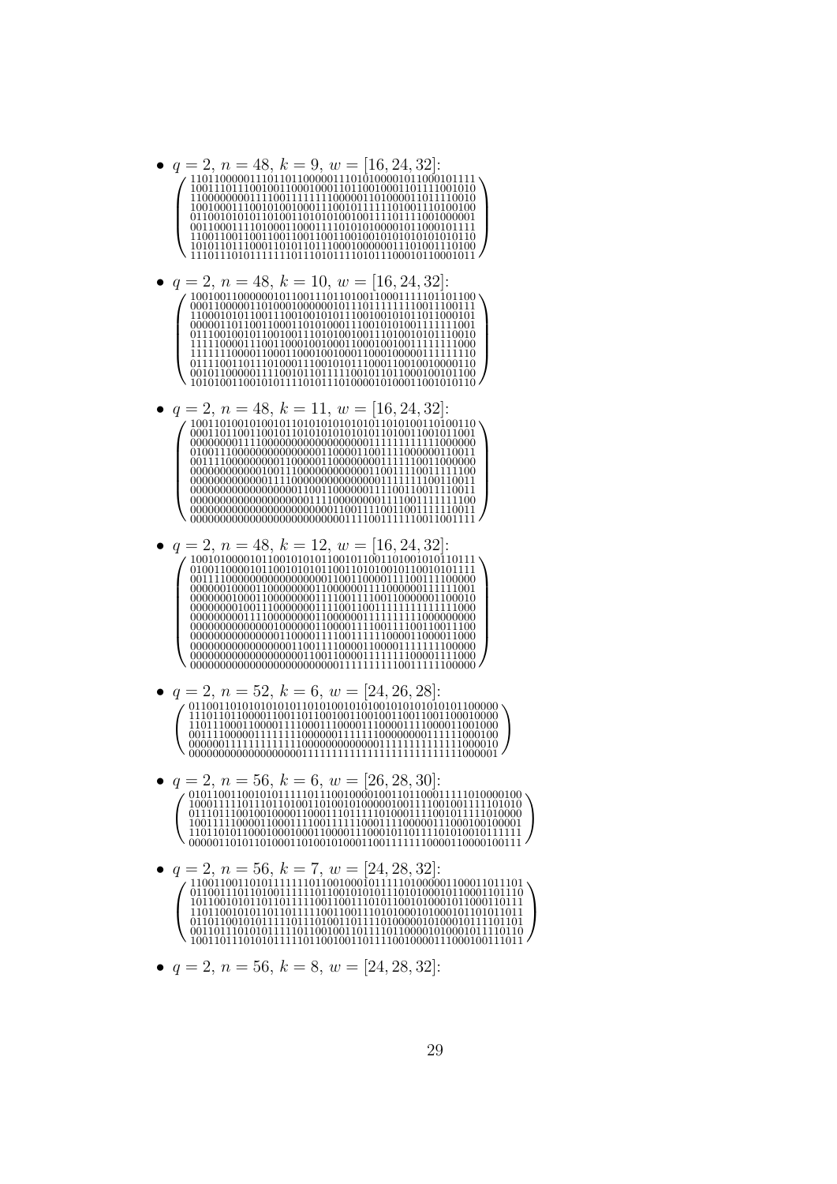- $q = 2$, $n = 48$, $k = 9$, $w = [16, 24, 32]$:

$$\begin{pmatrix}
110110000011101101100000111010100001011000101111 \\
100111011100100110001000110110010001011111001010 \\
110000000011110011111111000000110100001011110010 \\
100100011100101001000111001011111101001110100100 \\
011001010101101001101010100100111101111001000001 \\
001100011110100011000111101010100001011000101111 \\
110011001100110011001100110010010101010101010110 \\
101011011100011010110111000100000011101001110100 \\
111011101011111110111010111010111000101100010111
\end{pmatrix}$$

- $q = 2$, $n = 48$, $k = 10$, $w = [16, 24, 32]$:

$$\begin{pmatrix}
100100110000001011001110110100110001111101101100 \\
000110000011010001000000101110111111110011100111 \\
110001010110011100100101011100100101011011000101 \\
000001101100110001101010001110010101001111111001 \\
011100100101100100111010100100111010010101110010 \\
111110000111001100010010001100010010011111111000 \\
111111000011000110001001000110001000001111111110 \\
011110011011101000111001010111000110010010000110 \\
001011000001111001011011111001011011000100101100 \\
101010011001010111101011101000010100011001010110
\end{pmatrix}$$

- $q = 2$, $n = 48$, $k = 11$, $w = [16, 24, 32]$:

$$\begin{pmatrix}
100110100101001011010101010101011010100110100110 \\
000110110011001011010101010101011010011001011001 \\
000000001111000000000000000000111111111111000000 \\
010011100000000000000011000011001111000000110011 \\
001111000000000110000011000000001111110011000000 \\
000000000000100111000000000000110011110011111100 \\
000000000000111110000000000000000111111100110011 \\
000000000000000000110011000000111100110011110011 \\
000000000000000000000111100000000111100111111100 \\
000000000000000000000000110011110011001111110011 \\
000000000000000000000000001111001111110011001111
\end{pmatrix}$$

- $q = 2$, $n = 48$, $k = 12$, $w = [16, 24, 32]$:

$$\begin{pmatrix}
100101000010110010101010110010110011010010101110111 \\
010011000010110010101010110011010100101100101010111 \\
001111000000000000000001100110000111100111100000 \\
000000100001100000000110000001111000000111111001 \\
000000010001100000000111100111110011000000011000010 \\
000000001001110000000111100110011111111111111111000 \\
000000000111100000000011000000111111111000000000 \\
000000000000001000000110000111100111100110011100 \\
000000000000000110000111100111111000011000011000 \\
000000000000000001100111100001100001111111100000 \\
000000000000000000001100110000111111100001111000 \\
000000000000000000000000111111111100111111100000
\end{pmatrix}$$

- $q = 2$, $n = 52$, $k = 6$, $w = [24, 26, 28]$:

$$\begin{pmatrix}
0110011010101010101101010010101001010101010101100000 \\
1110110110000110011011001001100100110011001100010000 \\
1101110001100001111000111000011100001111000011001000 \\
0011110000011111111100000011111100000000111111000100 \\
0000001111111111111100000000000000111111111111000010 \\
0000000000000000000011111111111111111111111111000001
\end{pmatrix}$$

- $q = 2$, $n = 56$, $k = 6$, $w = [26, 28, 30]$:

$$\begin{pmatrix}
01011001100101011111011100100001001101100011111010000100 \\
10001111101110110100110100101000001001111001001111101010 \\
01110111001001000011000111011111010001111001011111010000 \\
10011111000011000111100111111000111100000111000100100001 \\
11011010110001000100011000011100010110111110101001011111 \\
00000110101101000110100101000110011111110000110000100111
\end{pmatrix}$$

- $q = 2$, $n = 56$, $k = 7$, $w = [24, 28, 32]$:

$$\begin{pmatrix}
11001100110101111111011001000101111101000001100011011101 \\
01100111011010011111011001010101111010100010110001101110 \\
10110010101101101111100110011101011001010001011000110111 \\
11011001010110110111110010110011101010001010001011010111 \\
01101100101011111011101001101111010000010100010111101101 \\
00110111010101111101100100110111101100001010001011110110 \\
10011011101010111110110010011011110010000111000100111011
\end{pmatrix}$$

- $q = 2$, $n = 56$, $k = 8$, $w = [24, 28, 32]$: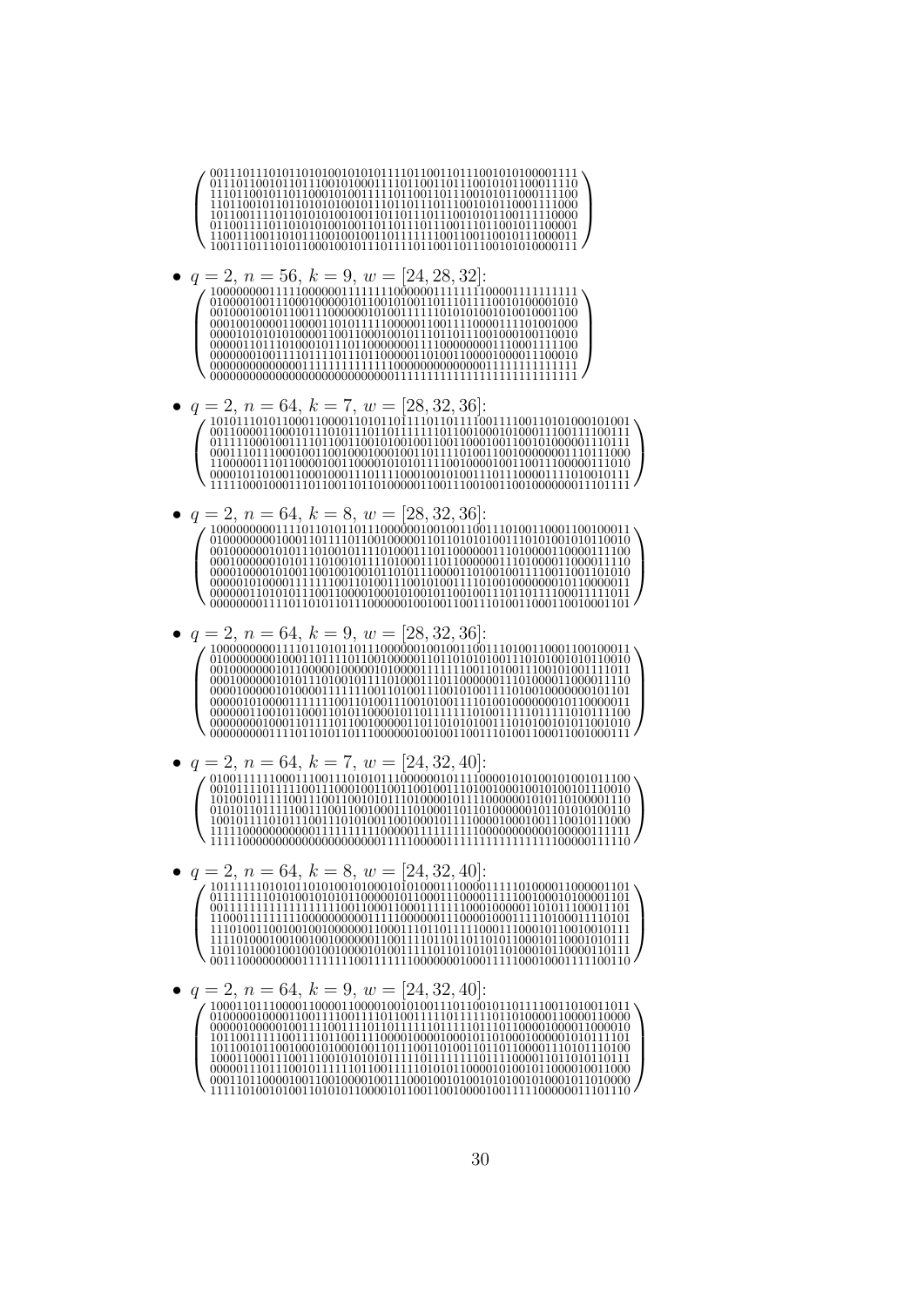$$\begin{pmatrix}
00111011101011010100101010111101100110111001010100001111 \\
01110110010110111001010001111011001101110010101100011110 \\
11101100101101100010100111101100110111001010110001111100 \\
11011001011011010101001011101101110111001010110001111000 \\
10110011110110101010100100110110111011100101011001111000 \\
01100111101101010100100110110111011100111011001011100001 \\
11001110010101110010010011011111110011001100101110000011 \\
10011101110101100010010111011110110011011100101010000111
\end{pmatrix}$$

- $q = 2$, $n = 56$, $k = 9$, $w = [24, 28, 32]$:

$$\begin{pmatrix}
10000000011111000000111111110000001111111110000111111111 \\
01000010011100010000010110010100110111011110010100001010 \\
00100010010110011100000010100111110101010010100100001100 \\
00010010000110000110101111110000011001110000111101001000 \\
00001010101010000011001100010010111011011100100010010010 \\
00000110111010001011101100000001110000000011100011111100 \\
00000001001111011110111011000001101001100001000011100010 \\
00000000000000111111111111100000000000000011111111111111 \\
00000000000000000000000000001111111111111111111111111111
\end{pmatrix}$$

- $q = 2$, $n = 64$, $k = 7$, $w = [28, 32, 36]$:

$$\begin{pmatrix}
1010111010110001100001101011011101101110110011100110101000101001 \\
0011000011000101110101110110110111111011001000101000111001111100111 \\
0111110001001111011001100101001001100110001001100101000001110111 \\
0001110111000100110010001000100110111101001100100000000111011000 \\
1100000111011000010011000010101011110010000100110011100000111010 \\
0000101101001100010001110111100010010100111011100001111010010111 \\
1111100010001110110011011010000011001110010011001000000001110111 \\
\end{pmatrix}$$

- $q = 2$, $n = 64$, $k = 8$, $w = [28, 32, 36]$:

$$\begin{pmatrix}
1000000000111101101011011100000010010011001110100110001100100011 \\
0100000000100011011110110010000011011010101001110101001010110010 \\
0010000001010111010010111101000111011000000111010000110000011100 \\
0001000000101011101001011110100011101100000011101000011000001110 \\
0000100001010011001001001101011100001101001001110011001100101010 \\
0000010100001111111001101001110010100111101001000000010110000011 \\
0000001101010111001100001000101001011001001110110111100011111011 \\
0000000011110110101011011100000010010011001110100110001100100011101
\end{pmatrix}$$

- $q = 2$, $n = 64$, $k = 9$, $w = [28, 32, 36]$:

$$\begin{pmatrix}
1000000000111101101011011100000010010011001110100110001100100011 \\
0100000000100011011110110010000011011010101001110101001010110010 \\
0010000000101100000010000001010000111111001101001110010100111011 \\
0001000000101011101001011110100011101100000011101000011000001110 \\
0000100000101000011111110011010011100101001110100100000000101101 \\
0000010100001111111001101001110010100111101001000000010110000011 \\
0000001100101100011010110000101101111110100111110111111010111100 \\
0000000010001101111011001000001101101010100111010100101011001010 \\
0000000001111011010101101110000001001001100111010011000110010001111
\end{pmatrix}$$

- $q = 2$, $n = 64$, $k = 7$, $w = [24, 32, 40]$:

$$\begin{pmatrix}
0100111111000111001110101011100000010111100001010100101001011100 \\
0010111101111110011100010011001100100111010010001001010010110010 \\
1010010111110011100110010101110100001011110000001010110100001110 \\
0101011011111001110011000100011101000110110100000010110101010110 \\
1001011110101110011101010011001000101111000010001001110010111000 \\
1111100000000001111111111000000111111111110000000000000100000111111 \\
1111100000000000000000000001111100000111111111111111111100000111110
\end{pmatrix}$$

- $q = 2$, $n = 64$, $k = 8$, $w = [24, 32, 40]$:

$$\begin{pmatrix}
1011111101010110101001010100010101000111000011111010000110000011101 \\
0111111110101001010101100000101100011100001111100100010100001101 \\
0011111111111111111100110001100011111110001000001101011100011101 \\
1100001111111100000000000111110000001110000100011111010001110101 \\
1110100110010010010000001100011101101011111000111000101100100101111 \\
1111010001001001001000000110011111011011011010100010110001010111 \\
1101101000100100100100001010011111101101101010100100010110000110111 \\
0011100000000000011111110011111110000000010001111100010001111100110
\end{pmatrix}$$

- $q = 2$, $n = 64$, $k = 9$, $w = [24, 32, 40]$:

$$\begin{pmatrix}
1000110111000011000011000010010100111011001011011110011010011011 \\
0100000010000110011110011110110011110111111011010000011000011000000 \\
0000010000001001110011110110111111011111110111101100000100000110000 \\
1011001111100111101100111100001000010001011010001000001010111101 \\
1011001011001000101000100110111001101001011011000011101011101000 \\
1000110001110011100101010101111011111111011110000110110101101111 \\
0000011101110010111111011001111101010110000101001011000001001110000 \\
0001101100001001100100001001110001001010010101001010001011010000 \\
1111101001010011010101100001011001100100001001111100000011101110
\end{pmatrix}$$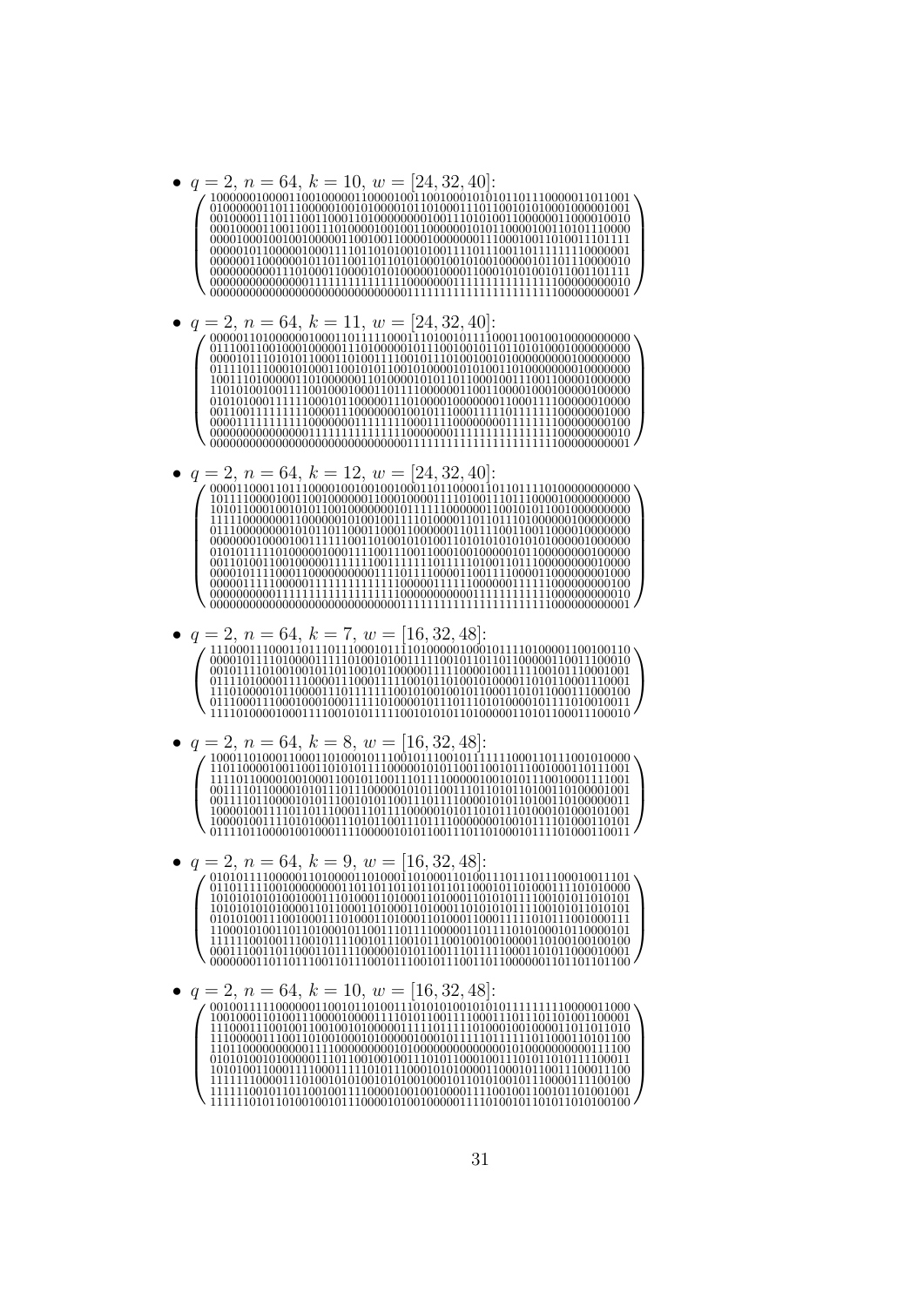- $q = 2$, $n = 64$, $k = 10$, $w = [24, 32, 40]$:

$$\left(\begin{array}{c}
1000000100001100100000110000010011001000101010110111000000111011001\\
0100000011011100000100101000010110100011110110010101000100000001001\\
0010000111011100110001101000000000100111010100110000000110000010010\\
0001000011001100111010000100100110000000101011000010011010110000\\
0000100010010010000011001001100001000000001110001001101001110111\\
0000010110000010001111011010100101001111011100110111111110000001\\
0000001100000010110110011011010100010010100100000101101110000010\\
0000000001110100011000010101000001000011000101010010110011011111\\
0000000000000001111111111111110000000111111111111111100000000010\\
0000000000000000000000000000000111111111111111111111100000000001
\end{array}\right)$$

- $q = 2$, $n = 64$, $k = 11$, $w = [24, 32, 40]$:

$$\left(\begin{array}{c}
0000011010000001000110111110001110100101110001100100100000000000\\
0111001100100010000011101000001011100100101101101010001000000000\\
0000101110101011000110100111100101110100100101000000000100000000\\
0111011110001010001100101011001010000101010011010000000010000000\\
1001110100000110100000011010000101011011000100111001100001000000\\
1101010010011110010001000110111100000011001100001000100000100000\\
0101010001111100010110000011101000010000000110001111000000010000\\
0011001111111110000111000000010010111000111110111111100000001000\\
0000111111111110000000111111111000111100000000111111100000000100\\
0000000000000001111111111111110000000111111111111111100000000010\\
0000000000000000000000000000000111111111111111111111100000000001
\end{array}\right)$$

- $q = 2$, $n = 64$, $k = 12$, $w = [24, 32, 40]$:

$$\left(\begin{array}{c}
0000110001101110000100100100100011011000011011011110100000000000\\
1011110000100110010000001100010000111101001110111000010000000000\\
1010110001001010110010000000010111111000000110010101100100000000\\
1111100000011000000101001001111010000110110111010000000100000000\\
0111000000001010110110001100011000000101111001100110000010000000\\
0000000100001001111100111010010101001101010101010100000010000000\\
0101011110100000100011110011100110001001000000101100000000100000\\
0011010011001000001111110011111111011111110100110110000000010000\\
0000101111000110000000000111101111100001100111100001100000001000\\
0000011111000001111111111111100000111111000000111111000000000100\\
0000000000111111111111111111100000000000011111111111000000000010\\
0000000000000000000000000000011111111111111111111111000000000001
\end{array}\right)$$

- $q = 2$, $n = 64$, $k = 7$, $w = [16, 32, 48]$:

$$\left(\begin{array}{c}
1110001110001101110111000101111010000010001011110100001100100110\\
0000101111010000111110100101001111100010110110100000110011100010\\
0010111101001001011011001011000001111100001001111100101110001001\\
0111101000011110000111000111110010110100101000011010110001110001\\
1110100001011000011101111111001010010010110001101011000111000100\\
0111000111000100010001111101000010111011010100001011110100100011\\
1111010000100011110010101111001010101101000001101011000111000010
\end{array}\right)$$

- $q = 2$, $n = 64$, $k = 8$, $w = [16, 32, 48]$:

$$\left(\begin{array}{c}
1000110100011000110100010111001011100101111111000110111001010000\\
1101100001001100110101010111100001010110011001011100100011011100\\
1111011000010010001100101100111011110000010010101110010001111001\\
0011110110000101011101111000001010110011101101010110100110100001001\\
0011110110000101011100101011001110111100001010110100110100000011\\
1000010011110110110001110111100000101011010101101000101000101001\\
1000010011110101000111010110011101111000000001001011110100010101\\
0111101100001001000111100000101011001110110100010111101000110011
\end{array}\right)$$

- $q = 2$, $n = 64$, $k = 9$, $w = [16, 32, 48]$:

$$\left(\begin{array}{c}
0101011110000011010000110100011010001101001110111011100010011101\\
0110111110010000000110110110110110110110001011010001111010100000\\
1010101010100100011101000110100011010001101010111100101011010101\\
1010101010100001101100011010001101000110101010111100101011010101\\
0101010011100100011101000110100011010001100011111101011100100111\\
1100010100110110100010110011101111000001101111010100010110000101\\
1111110010011100101110010111001011100100100100001101001001001100\\
0001110011011000101101110000010101100111011111000110101000010001\\
0000000110110110011011100101110010111001011100110110000001101101101100
\end{array}\right)$$

- $q = 2$, $n = 64$, $k = 10$, $w = [16, 32, 48]$:

$$\left(\begin{array}{c}
0010011111000000110010110100111010101001010101111111110000011000\\
1001000110100111000010000111101011001111000111011101101001100001\\
1110001110010011001001010000011111011111010001001000011011011010\\
1110000011100110100100010100000100010111110111111011000110101100\\
1101100000000011110000000001010000000000000101000000000001111100\\
0101010010100000111010010010011101011000100111010110101110000011\\
1010100110001111000111110101110001010100001100010110011100011100\\
1111110000111010010101001010100100010110101001011100001111100100\\
1111110010110110010011110000100100100001111001001100101101001001\\
1111110101101001001011100001010010000011110100101101011010100100
\end{array}\right)$$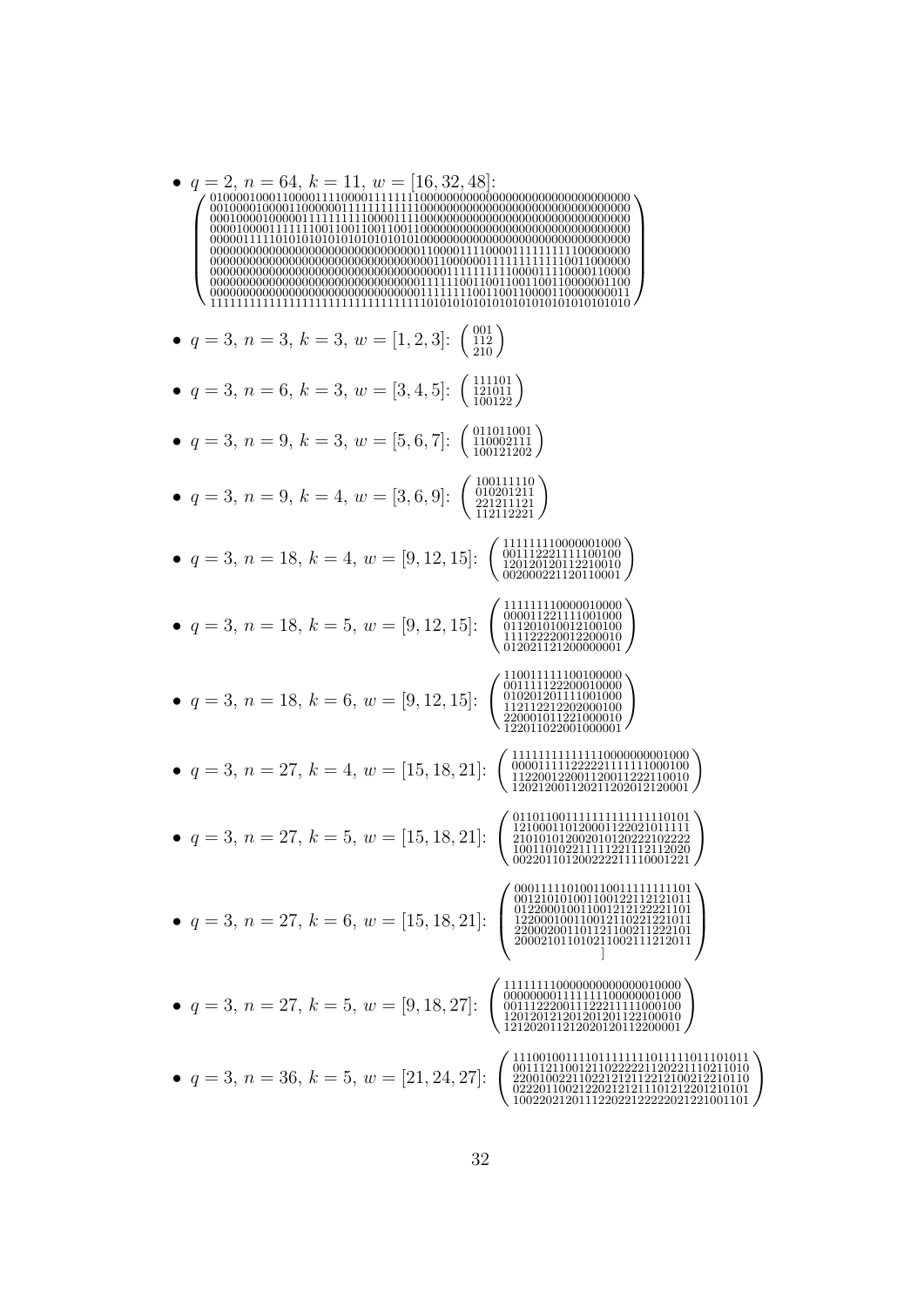- $q = 2$, $n = 64$, $k = 11$, $w = [16, 32, 48]$:
$$\begin{pmatrix} 0100001000110000111100001111111100000000000000000000000000000000 \\ 0010000100001100000011111111111100000000000000000000000000000000 \\ 0001000010000001111111111000011110000000000000000000000000000000 \\ 0000100001111111001100110011001100000000000000000000000000000000 \\ 0000011111010101010101010101010100000000000000000000000000000000 \\ 0000000000000000000000000000000011000011110000111111111100000000 \\ 0000000000000000000000000000000011000000111111111111001100100000 \\ 0000000000000000000000000000000000111111111100001111000011000000 \\ 0000000000000000000000000000000011111100110011001100110000001100 \\ 0000000000000000000000000000000001111110011001100110000011000000011 \\ 1111111111111111111111111111111110101010101010101010101010101010 \end{pmatrix}$$

- $q = 3$, $n = 3$, $k = 3$, $w = [1, 2, 3]$: $\begin{pmatrix} 001 \\ 112 \\ 210 \end{pmatrix}$

- $q = 3$, $n = 6$, $k = 3$, $w = [3, 4, 5]$: $\begin{pmatrix} 111101 \\ 121011 \\ 100122 \end{pmatrix}$

- $q = 3$, $n = 9$, $k = 3$, $w = [5, 6, 7]$: $\begin{pmatrix} 011011001 \\ 110002111 \\ 100121202 \end{pmatrix}$

- $q = 3$, $n = 9$, $k = 4$, $w = [3, 6, 9]$: $\begin{pmatrix} 100111110 \\ 010201211 \\ 221211121 \\ 112112221 \end{pmatrix}$

- $q = 3$, $n = 18$, $k = 4$, $w = [9, 12, 15]$: $\begin{pmatrix} 111111110000001000 \\ 001112221111100100 \\ 120120120112210010 \\ 002000221120110001 \end{pmatrix}$

- $q = 3$, $n = 18$, $k = 5$, $w = [9, 12, 15]$: $\begin{pmatrix} 111111110000010000 \\ 000011221111001000 \\ 011201010012100100 \\ 111122220012200010 \\ 012021121200000001 \end{pmatrix}$

- $q = 3$, $n = 18$, $k = 6$, $w = [9, 12, 15]$: $\begin{pmatrix} 110011111100100000 \\ 001111122200010000 \\ 010201201111001000 \\ 112112212202000100 \\ 220001011221000010 \\ 122011022001000001 \end{pmatrix}$

- $q = 3$, $n = 27$, $k = 4$, $w = [15, 18, 21]$: $\begin{pmatrix} 111111111111110000000001000 \\ 000011111222221111111000100 \\ 112200122001120011222110010 \\ 120212001120211202012120001 \end{pmatrix}$

- $q = 3$, $n = 27$, $k = 5$, $w = [15, 18, 21]$: $\begin{pmatrix} 011011001111111111111110101 \\ 121000110120001122021011111 \\ 210101012002010120222102222 \\ 100110102211111221112112020 \\ 002201101200222211110001221 \end{pmatrix}$

- $q = 3$, $n = 27$, $k = 6$, $w = [15, 18, 21]$: $\begin{pmatrix} 000111101001100111111111101 \\ 001210101001100122112121011 \\ 012200010010010012121222211101 \\ 122000100110012110221221011 \\ 220002001101121100211222101 \\ 200021011010211002111212011 \\ ] \end{pmatrix}$

- $q = 3$, $n = 27$, $k = 5$, $w = [9, 18, 27]$: $\begin{pmatrix} 111111110000000000000010000 \\ 000000001111111100000001000 \\ 001112220011122211111000100 \\ 120120121201201201122100010 \\ 121202011212020120112200001 \end{pmatrix}$

- $q = 3$, $n = 36$, $k = 5$, $w = [21, 24, 27]$: $\begin{pmatrix} 111001001111011111111011110111010111 \\ 001112110012110222221120221110211010 \\ 220010022110221212112212100212210110 \\ 022201100212202121211110121220121010 \\ 100220212011122022122222021221001101 \end{pmatrix}$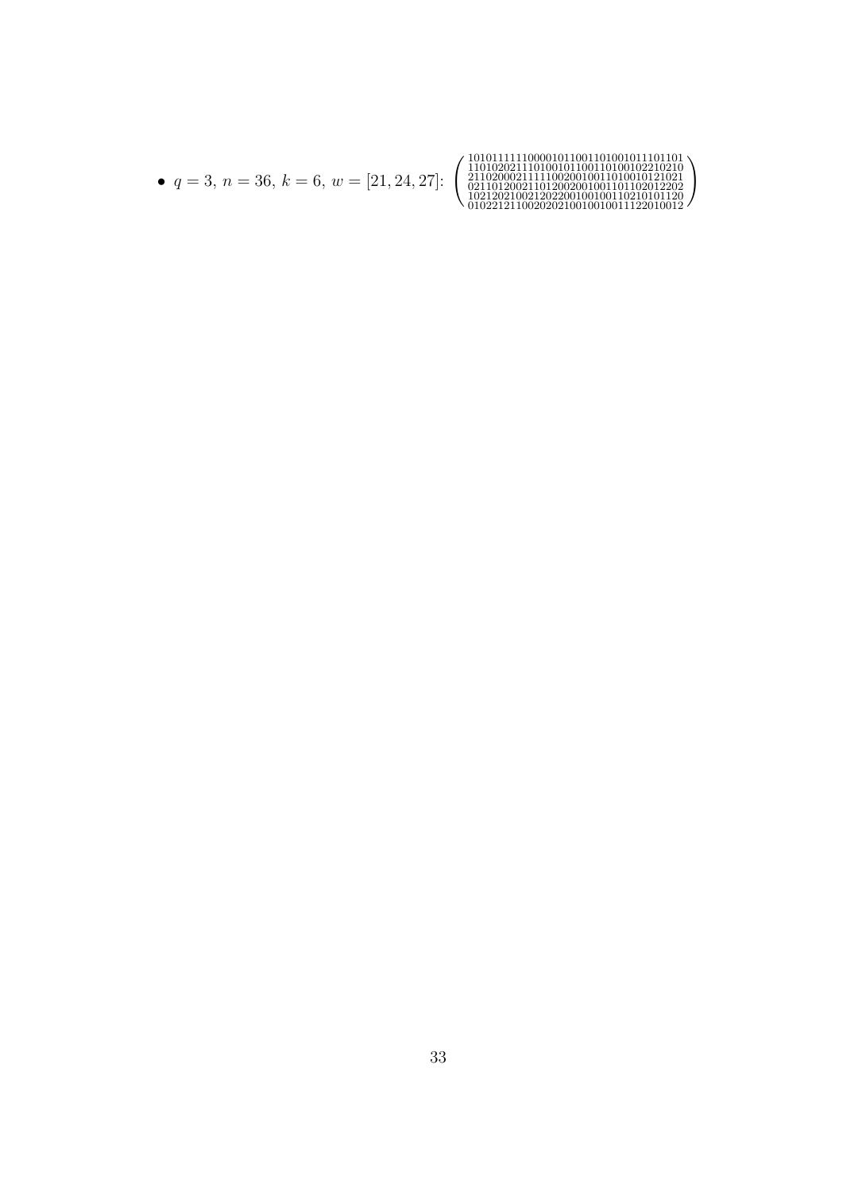- $q = 3,\ n = 36,\ k = 6,\ w = [21, 24, 27]$: $\begin{pmatrix} 101011111110000101100110100101110110 1 \\ 110102021110100101100110100102210210 \\ 211020002111110020010011010010121021 \\ 021101200211012002001001101102012202 \\ 102120210021202200100100110210101120 \\ 010221211002020210010010011122010012 \end{pmatrix}$